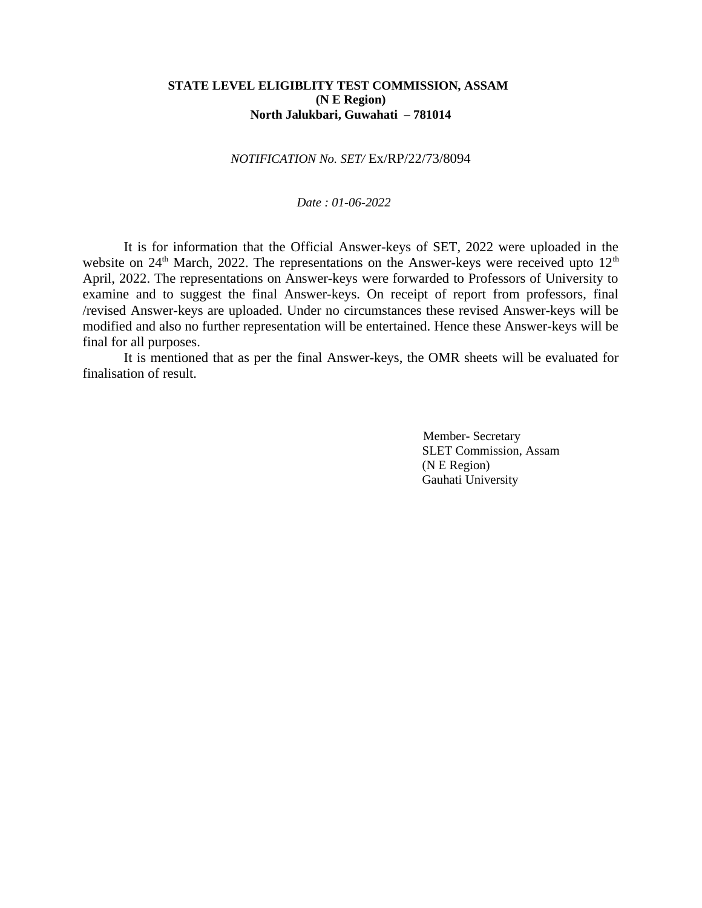**STATE LEVEL ELIGIBLITY TEST COMMISSION, ASSAM**
**(N E Region)**
**North Jalukbari, Guwahati – 781014**

*NOTIFICATION No. SET/* Ex/RP/22/73/8094

*Date : 01-06-2022*

It is for information that the Official Answer-keys of SET, 2022 were uploaded in the website on 24th March, 2022. The representations on the Answer-keys were received upto 12th April, 2022. The representations on Answer-keys were forwarded to Professors of University to examine and to suggest the final Answer-keys. On receipt of report from professors, final /revised Answer-keys are uploaded. Under no circumstances these revised Answer-keys will be modified and also no further representation will be entertained. Hence these Answer-keys will be final for all purposes.

It is mentioned that as per the final Answer-keys, the OMR sheets will be evaluated for finalisation of result.

Member- Secretary
SLET Commission, Assam
(N E Region)
Gauhati University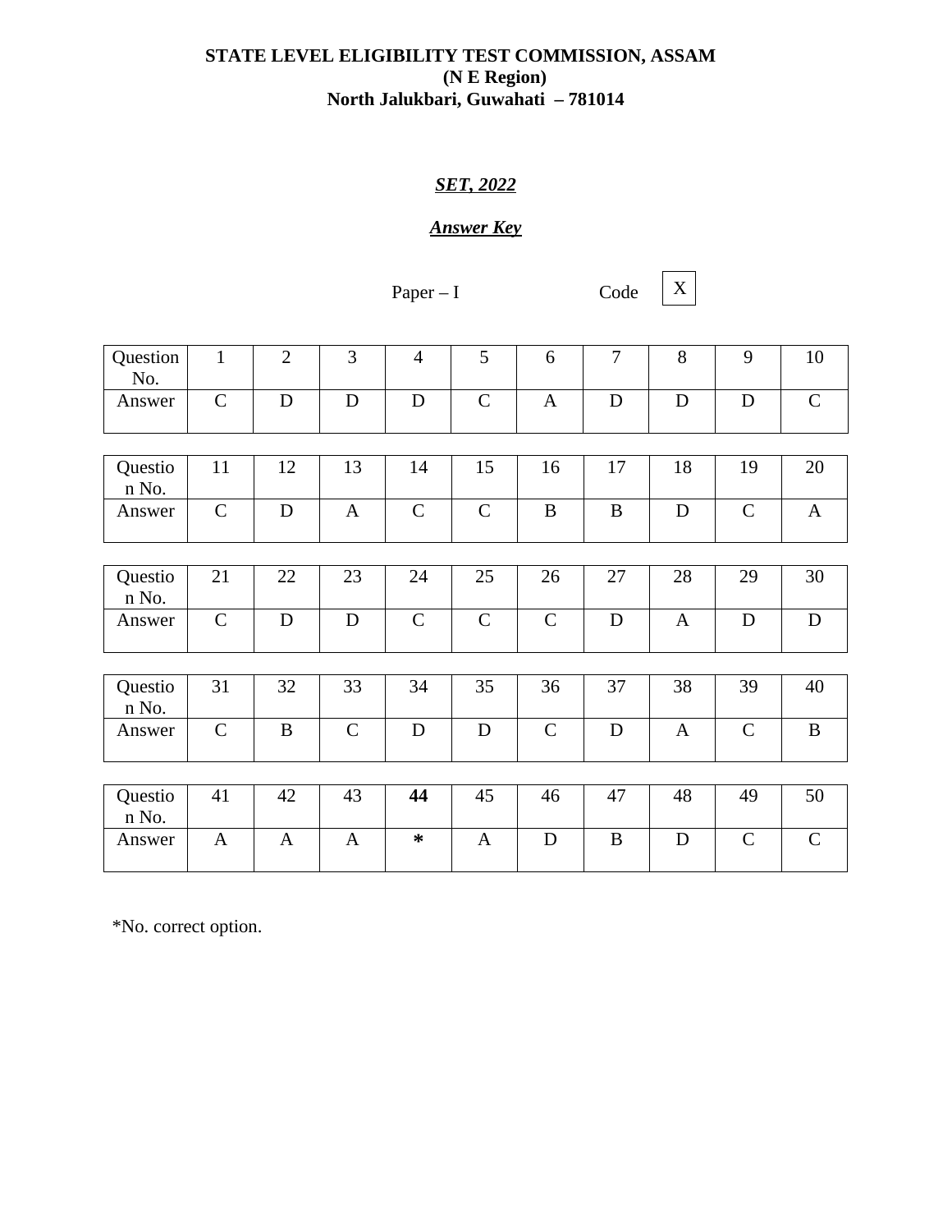**STATE LEVEL ELIGIBILITY TEST COMMISSION, ASSAM**
**(N E Region)**
**North Jalukbari, Guwahati – 781014**

***SET, 2022***

***Answer Key***

Paper – I Code X

| Question No. | 1 | 2 | 3 | 4 | 5 | 6 | 7 | 8 | 9 | 10 |
|---|---|---|---|---|---|---|---|---|---|---|
| Answer | C | D | D | D | C | A | D | D | D | C |

| Question No. | 11 | 12 | 13 | 14 | 15 | 16 | 17 | 18 | 19 | 20 |
|---|---|---|---|---|---|---|---|---|---|---|
| Answer | C | D | A | C | C | B | B | D | C | A |

| Question No. | 21 | 22 | 23 | 24 | 25 | 26 | 27 | 28 | 29 | 30 |
|---|---|---|---|---|---|---|---|---|---|---|
| Answer | C | D | D | C | C | C | D | A | D | D |

| Question No. | 31 | 32 | 33 | 34 | 35 | 36 | 37 | 38 | 39 | 40 |
|---|---|---|---|---|---|---|---|---|---|---|
| Answer | C | B | C | D | D | C | D | A | C | B |

| Question No. | 41 | 42 | 43 | **44** | 45 | 46 | 47 | 48 | 49 | 50 |
|---|---|---|---|---|---|---|---|---|---|---|
| Answer | A | A | A | * | A | D | B | D | C | C |

*No. correct option.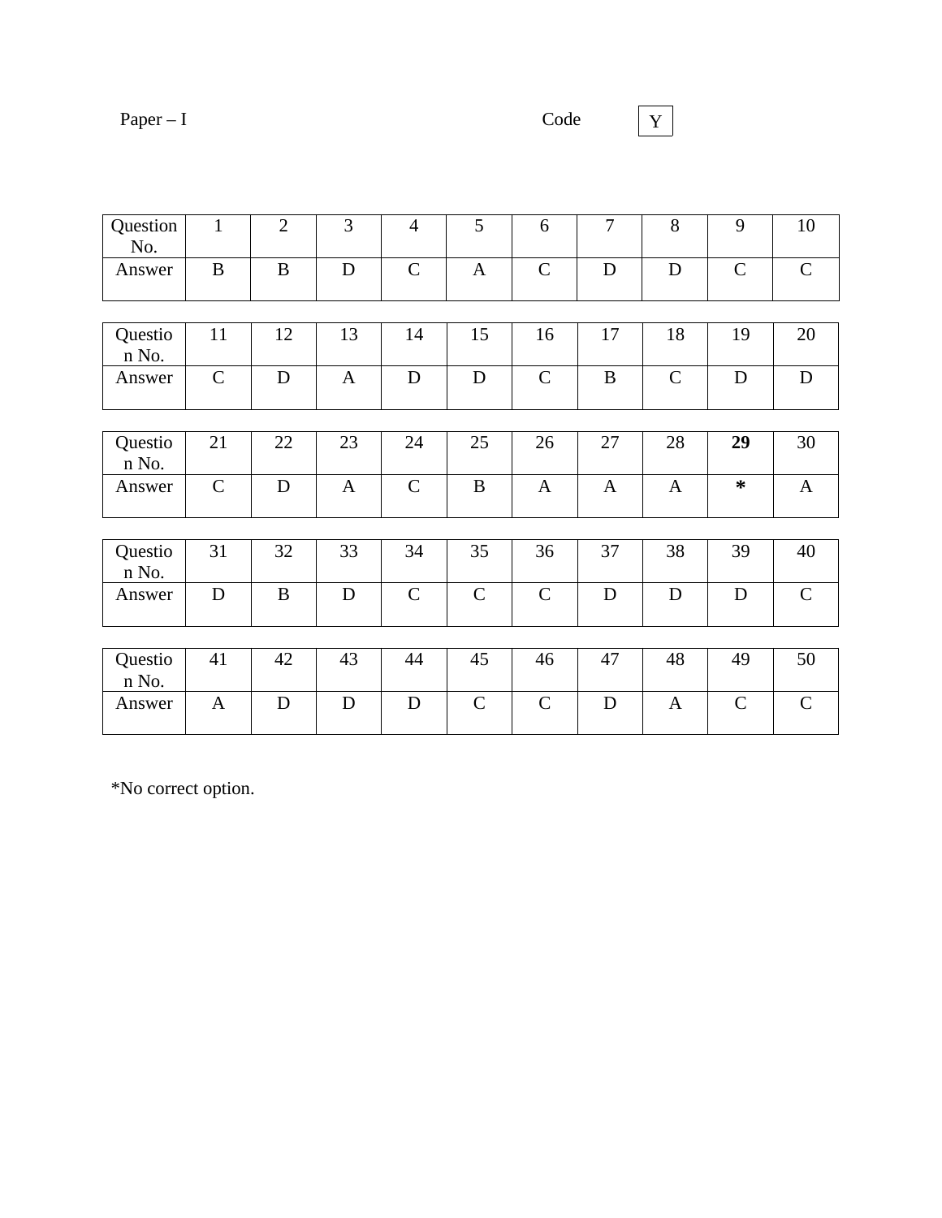Paper – I                    Code  Y

| Question No. | 1 | 2 | 3 | 4 | 5 | 6 | 7 | 8 | 9 | 10 |
|---|---|---|---|---|---|---|---|---|---|---|
| Answer | B | B | D | C | A | C | D | D | C | C |

| Question No. | 11 | 12 | 13 | 14 | 15 | 16 | 17 | 18 | 19 | 20 |
|---|---|---|---|---|---|---|---|---|---|---|
| Answer | C | D | A | D | D | C | B | C | D | D |

| Question No. | 21 | 22 | 23 | 24 | 25 | 26 | 27 | 28 | **29** | 30 |
|---|---|---|---|---|---|---|---|---|---|---|
| Answer | C | D | A | C | B | A | A | A | **\*** | A |

| Question No. | 31 | 32 | 33 | 34 | 35 | 36 | 37 | 38 | 39 | 40 |
|---|---|---|---|---|---|---|---|---|---|---|
| Answer | D | B | D | C | C | C | D | D | D | C |

| Question No. | 41 | 42 | 43 | 44 | 45 | 46 | 47 | 48 | 49 | 50 |
|---|---|---|---|---|---|---|---|---|---|---|
| Answer | A | D | D | D | C | C | D | A | C | C |

*No correct option.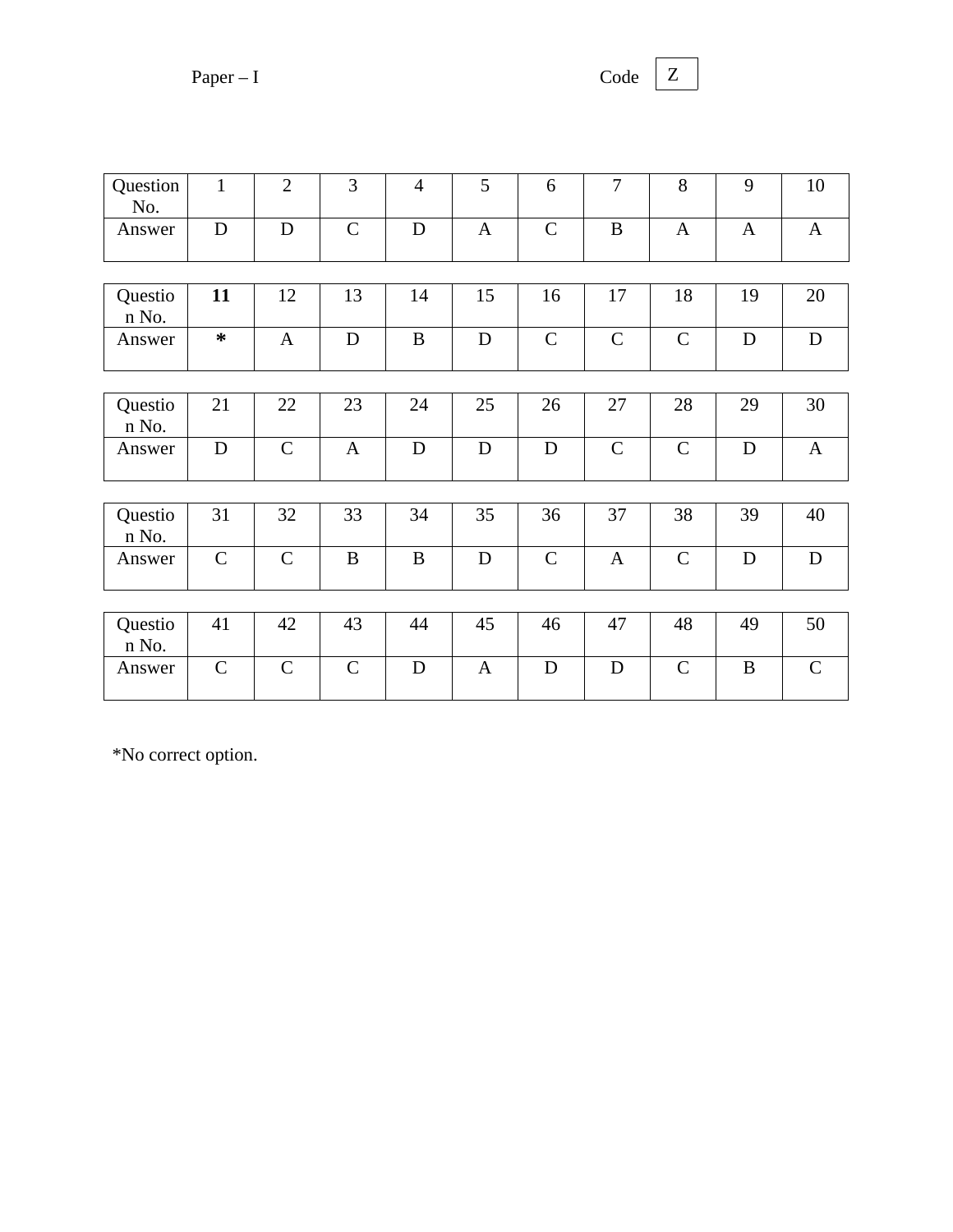Paper – I Code Z

| Question No. | 1 | 2 | 3 | 4 | 5 | 6 | 7 | 8 | 9 | 10 |
|---|---|---|---|---|---|---|---|---|---|---|
| Answer | D | D | C | D | A | C | B | A | A | A |

| Question No. | **11** | 12 | 13 | 14 | 15 | 16 | 17 | 18 | 19 | 20 |
|---|---|---|---|---|---|---|---|---|---|---|
| Answer | ***** | A | D | B | D | C | C | C | D | D |

| Question No. | 21 | 22 | 23 | 24 | 25 | 26 | 27 | 28 | 29 | 30 |
|---|---|---|---|---|---|---|---|---|---|---|
| Answer | D | C | A | D | D | D | C | C | D | A |

| Question No. | 31 | 32 | 33 | 34 | 35 | 36 | 37 | 38 | 39 | 40 |
|---|---|---|---|---|---|---|---|---|---|---|
| Answer | C | C | B | B | D | C | A | C | D | D |

| Question No. | 41 | 42 | 43 | 44 | 45 | 46 | 47 | 48 | 49 | 50 |
|---|---|---|---|---|---|---|---|---|---|---|
| Answer | C | C | C | D | A | D | D | C | B | C |

*No correct option.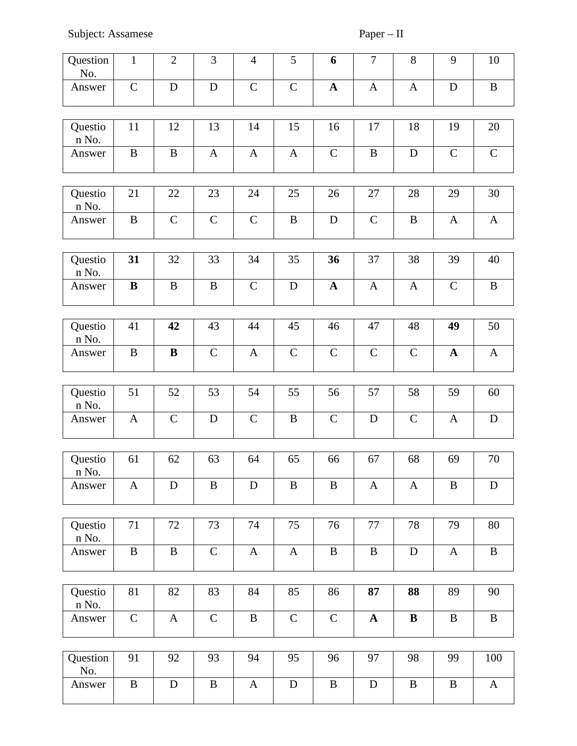Subject: Assamese                                                                 Paper – II

| Question No. | 1 | 2 | 3 | 4 | 5 | **6** | 7 | 8 | 9 | 10 |
|---|---|---|---|---|---|---|---|---|---|---|
| Answer | C | D | D | C | C | **A** | A | A | D | B |

| Question No. | 11 | 12 | 13 | 14 | 15 | 16 | 17 | 18 | 19 | 20 |
|---|---|---|---|---|---|---|---|---|---|---|
| Answer | B | B | A | A | A | C | B | D | C | C |

| Question No. | 21 | 22 | 23 | 24 | 25 | 26 | 27 | 28 | 29 | 30 |
|---|---|---|---|---|---|---|---|---|---|---|
| Answer | B | C | C | C | B | D | C | B | A | A |

| Question No. | **31** | 32 | 33 | 34 | 35 | **36** | 37 | 38 | 39 | 40 |
|---|---|---|---|---|---|---|---|---|---|---|
| Answer | **B** | B | B | C | D | **A** | A | A | C | B |

| Question No. | 41 | **42** | 43 | 44 | 45 | 46 | 47 | 48 | **49** | 50 |
|---|---|---|---|---|---|---|---|---|---|---|
| Answer | B | **B** | C | A | C | C | C | C | **A** | A |

| Question No. | 51 | 52 | 53 | 54 | 55 | 56 | 57 | 58 | 59 | 60 |
|---|---|---|---|---|---|---|---|---|---|---|
| Answer | A | C | D | C | B | C | D | C | A | D |

| Question No. | 61 | 62 | 63 | 64 | 65 | 66 | 67 | 68 | 69 | 70 |
|---|---|---|---|---|---|---|---|---|---|---|
| Answer | A | D | B | D | B | B | A | A | B | D |

| Question No. | 71 | 72 | 73 | 74 | 75 | 76 | 77 | 78 | 79 | 80 |
|---|---|---|---|---|---|---|---|---|---|---|
| Answer | B | B | C | A | A | B | B | D | A | B |

| Question No. | 81 | 82 | 83 | 84 | 85 | 86 | **87** | **88** | 89 | 90 |
|---|---|---|---|---|---|---|---|---|---|---|
| Answer | C | A | C | B | C | C | **A** | **B** | B | B |

| Question No. | 91 | 92 | 93 | 94 | 95 | 96 | 97 | 98 | 99 | 100 |
|---|---|---|---|---|---|---|---|---|---|---|
| Answer | B | D | B | A | D | B | D | B | B | A |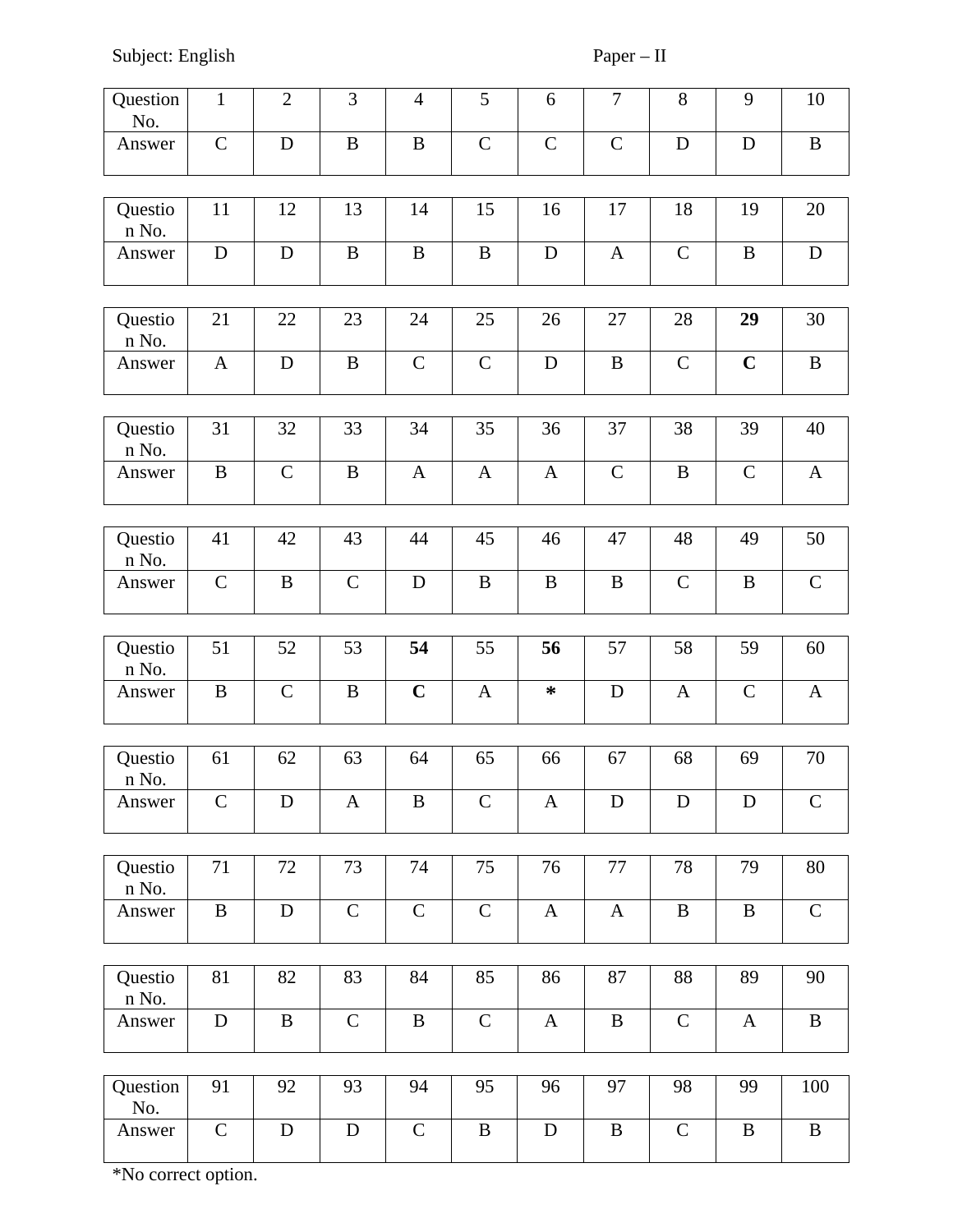Subject: English Paper – II

| Question No. | 1 | 2 | 3 | 4 | 5 | 6 | 7 | 8 | 9 | 10 |
|---|---|---|---|---|---|---|---|---|---|---|
| Answer | C | D | B | B | C | C | C | D | D | B |

| Question No. | 11 | 12 | 13 | 14 | 15 | 16 | 17 | 18 | 19 | 20 |
|---|---|---|---|---|---|---|---|---|---|---|
| Answer | D | D | B | B | B | D | A | C | B | D |

| Question No. | 21 | 22 | 23 | 24 | 25 | 26 | 27 | 28 | **29** | 30 |
|---|---|---|---|---|---|---|---|---|---|---|
| Answer | A | D | B | C | C | D | B | C | **C** | B |

| Question No. | 31 | 32 | 33 | 34 | 35 | 36 | 37 | 38 | 39 | 40 |
|---|---|---|---|---|---|---|---|---|---|---|
| Answer | B | C | B | A | A | A | C | B | C | A |

| Question No. | 41 | 42 | 43 | 44 | 45 | 46 | 47 | 48 | 49 | 50 |
|---|---|---|---|---|---|---|---|---|---|---|
| Answer | C | B | C | D | B | B | B | C | B | C |

| Question No. | 51 | 52 | 53 | **54** | 55 | **56** | 57 | 58 | 59 | 60 |
|---|---|---|---|---|---|---|---|---|---|---|
| Answer | B | C | B | **C** | A | ***** | D | A | C | A |

| Question No. | 61 | 62 | 63 | 64 | 65 | 66 | 67 | 68 | 69 | 70 |
|---|---|---|---|---|---|---|---|---|---|---|
| Answer | C | D | A | B | C | A | D | D | D | C |

| Question No. | 71 | 72 | 73 | 74 | 75 | 76 | 77 | 78 | 79 | 80 |
|---|---|---|---|---|---|---|---|---|---|---|
| Answer | B | D | C | C | C | A | A | B | B | C |

| Question No. | 81 | 82 | 83 | 84 | 85 | 86 | 87 | 88 | 89 | 90 |
|---|---|---|---|---|---|---|---|---|---|---|
| Answer | D | B | C | B | C | A | B | C | A | B |

| Question No. | 91 | 92 | 93 | 94 | 95 | 96 | 97 | 98 | 99 | 100 |
|---|---|---|---|---|---|---|---|---|---|---|
| Answer | C | D | D | C | B | D | B | C | B | B |

*No correct option.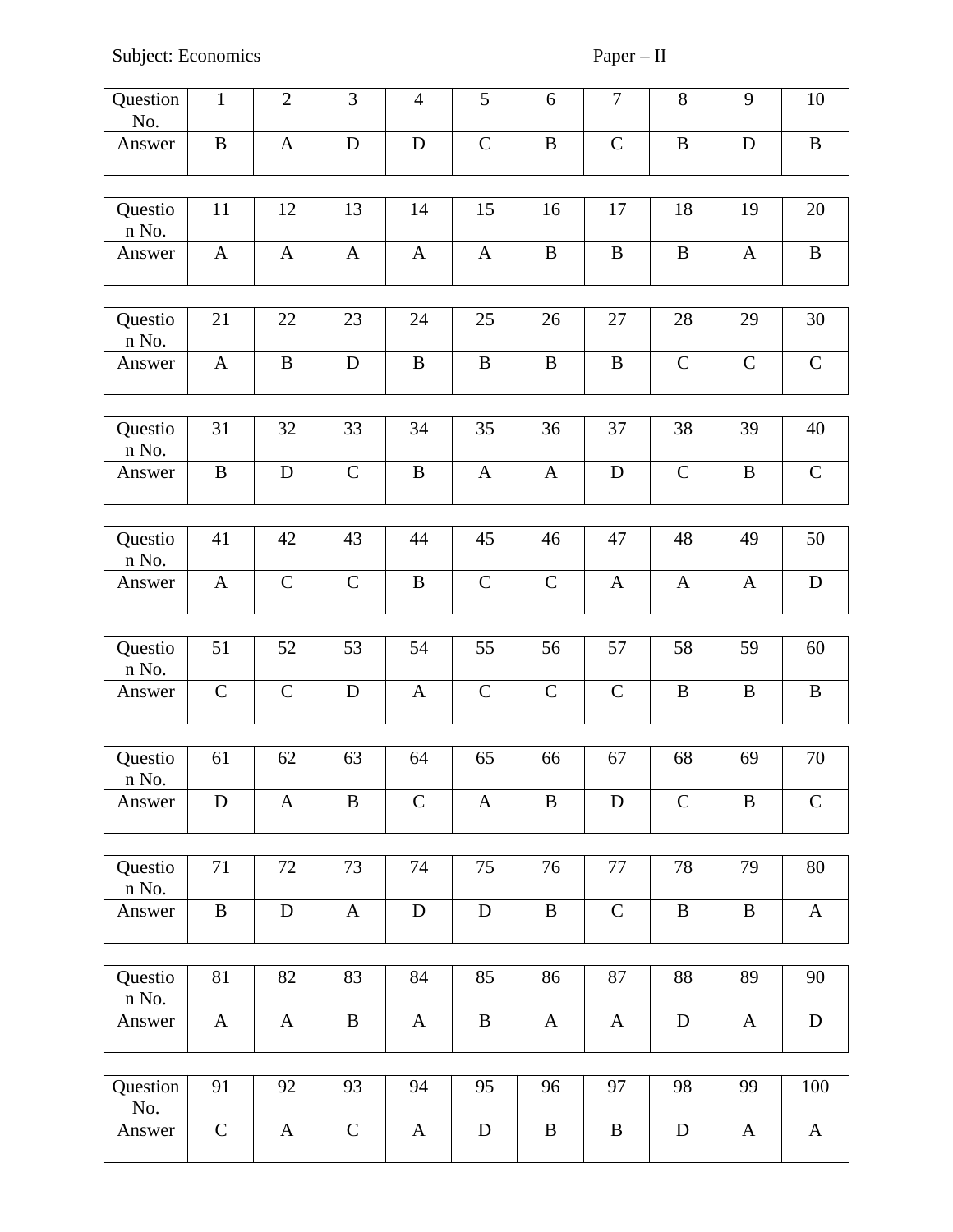Subject: Economics Paper – II

| Question No. | 1 | 2 | 3 | 4 | 5 | 6 | 7 | 8 | 9 | 10 |
|---|---|---|---|---|---|---|---|---|---|---|
| Answer | B | A | D | D | C | B | C | B | D | B |

| Question No. | 11 | 12 | 13 | 14 | 15 | 16 | 17 | 18 | 19 | 20 |
|---|---|---|---|---|---|---|---|---|---|---|
| Answer | A | A | A | A | A | B | B | B | A | B |

| Question No. | 21 | 22 | 23 | 24 | 25 | 26 | 27 | 28 | 29 | 30 |
|---|---|---|---|---|---|---|---|---|---|---|
| Answer | A | B | D | B | B | B | B | C | C | C |

| Question No. | 31 | 32 | 33 | 34 | 35 | 36 | 37 | 38 | 39 | 40 |
|---|---|---|---|---|---|---|---|---|---|---|
| Answer | B | D | C | B | A | A | D | C | B | C |

| Question No. | 41 | 42 | 43 | 44 | 45 | 46 | 47 | 48 | 49 | 50 |
|---|---|---|---|---|---|---|---|---|---|---|
| Answer | A | C | C | B | C | C | A | A | A | D |

| Question No. | 51 | 52 | 53 | 54 | 55 | 56 | 57 | 58 | 59 | 60 |
|---|---|---|---|---|---|---|---|---|---|---|
| Answer | C | C | D | A | C | C | C | B | B | B |

| Question No. | 61 | 62 | 63 | 64 | 65 | 66 | 67 | 68 | 69 | 70 |
|---|---|---|---|---|---|---|---|---|---|---|
| Answer | D | A | B | C | A | B | D | C | B | C |

| Question No. | 71 | 72 | 73 | 74 | 75 | 76 | 77 | 78 | 79 | 80 |
|---|---|---|---|---|---|---|---|---|---|---|
| Answer | B | D | A | D | D | B | C | B | B | A |

| Question No. | 81 | 82 | 83 | 84 | 85 | 86 | 87 | 88 | 89 | 90 |
|---|---|---|---|---|---|---|---|---|---|---|
| Answer | A | A | B | A | B | A | A | D | A | D |

| Question No. | 91 | 92 | 93 | 94 | 95 | 96 | 97 | 98 | 99 | 100 |
|---|---|---|---|---|---|---|---|---|---|---|
| Answer | C | A | C | A | D | B | B | D | A | A |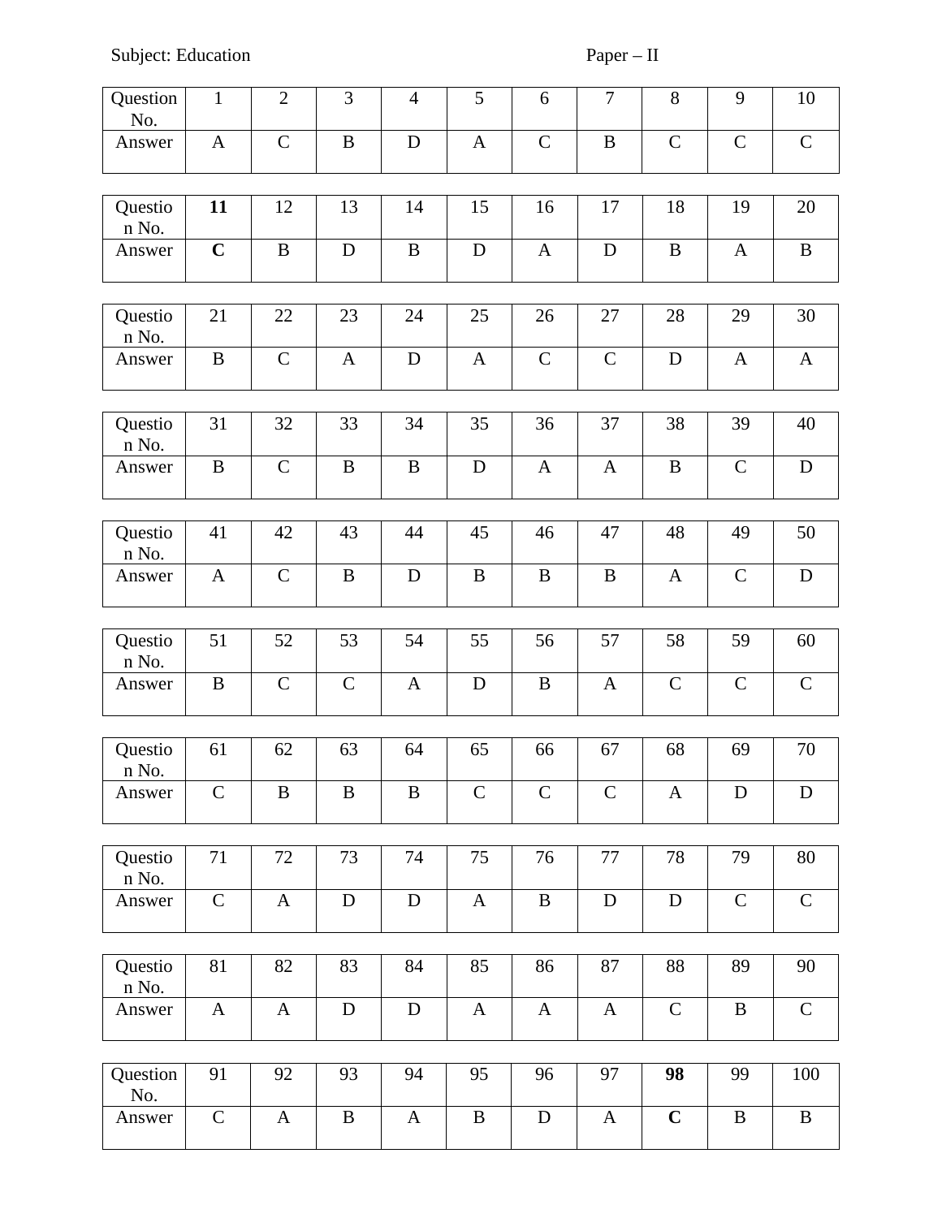Subject: Education                                                            Paper – II

| Question No. | 1 | 2 | 3 | 4 | 5 | 6 | 7 | 8 | 9 | 10 |
|---|---|---|---|---|---|---|---|---|---|---|
| Answer | A | C | B | D | A | C | B | C | C | C |

| Question No. | **11** | 12 | 13 | 14 | 15 | 16 | 17 | 18 | 19 | 20 |
|---|---|---|---|---|---|---|---|---|---|---|
| Answer | **C** | B | D | B | D | A | D | B | A | B |

| Question No. | 21 | 22 | 23 | 24 | 25 | 26 | 27 | 28 | 29 | 30 |
|---|---|---|---|---|---|---|---|---|---|---|
| Answer | B | C | A | D | A | C | C | D | A | A |

| Question No. | 31 | 32 | 33 | 34 | 35 | 36 | 37 | 38 | 39 | 40 |
|---|---|---|---|---|---|---|---|---|---|---|
| Answer | B | C | B | B | D | A | A | B | C | D |

| Question No. | 41 | 42 | 43 | 44 | 45 | 46 | 47 | 48 | 49 | 50 |
|---|---|---|---|---|---|---|---|---|---|---|
| Answer | A | C | B | D | B | B | B | A | C | D |

| Question No. | 51 | 52 | 53 | 54 | 55 | 56 | 57 | 58 | 59 | 60 |
|---|---|---|---|---|---|---|---|---|---|---|
| Answer | B | C | C | A | D | B | A | C | C | C |

| Question No. | 61 | 62 | 63 | 64 | 65 | 66 | 67 | 68 | 69 | 70 |
|---|---|---|---|---|---|---|---|---|---|---|
| Answer | C | B | B | B | C | C | C | A | D | D |

| Question No. | 71 | 72 | 73 | 74 | 75 | 76 | 77 | 78 | 79 | 80 |
|---|---|---|---|---|---|---|---|---|---|---|
| Answer | C | A | D | D | A | B | D | D | C | C |

| Question No. | 81 | 82 | 83 | 84 | 85 | 86 | 87 | 88 | 89 | 90 |
|---|---|---|---|---|---|---|---|---|---|---|
| Answer | A | A | D | D | A | A | A | C | B | C |

| Question No. | 91 | 92 | 93 | 94 | 95 | 96 | 97 | **98** | 99 | 100 |
|---|---|---|---|---|---|---|---|---|---|---|
| Answer | C | A | B | A | B | D | A | **C** | B | B |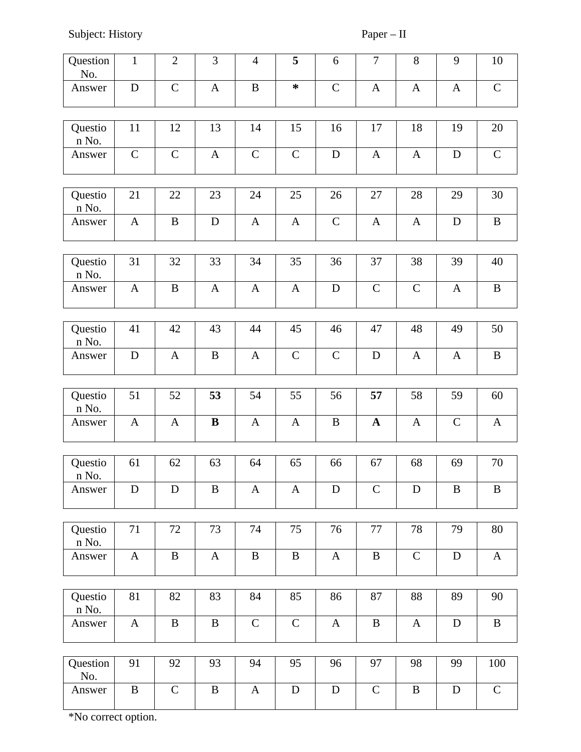Subject: History Paper – II

| Question No. | 1 | 2 | 3 | 4 | **5** | 6 | 7 | 8 | 9 | 10 |
|---|---|---|---|---|---|---|---|---|---|---|
| Answer | D | C | A | B | ***** | C | A | A | A | C |

| Question No. | 11 | 12 | 13 | 14 | 15 | 16 | 17 | 18 | 19 | 20 |
|---|---|---|---|---|---|---|---|---|---|---|
| Answer | C | C | A | C | C | D | A | A | D | C |

| Question No. | 21 | 22 | 23 | 24 | 25 | 26 | 27 | 28 | 29 | 30 |
|---|---|---|---|---|---|---|---|---|---|---|
| Answer | A | B | D | A | A | C | A | A | D | B |

| Question No. | 31 | 32 | 33 | 34 | 35 | 36 | 37 | 38 | 39 | 40 |
|---|---|---|---|---|---|---|---|---|---|---|
| Answer | A | B | A | A | A | D | C | C | A | B |

| Question No. | 41 | 42 | 43 | 44 | 45 | 46 | 47 | 48 | 49 | 50 |
|---|---|---|---|---|---|---|---|---|---|---|
| Answer | D | A | B | A | C | C | D | A | A | B |

| Question No. | 51 | 52 | **53** | 54 | 55 | 56 | **57** | 58 | 59 | 60 |
|---|---|---|---|---|---|---|---|---|---|---|
| Answer | A | A | **B** | A | A | B | **A** | A | C | A |

| Question No. | 61 | 62 | 63 | 64 | 65 | 66 | 67 | 68 | 69 | 70 |
|---|---|---|---|---|---|---|---|---|---|---|
| Answer | D | D | B | A | A | D | C | D | B | B |

| Question No. | 71 | 72 | 73 | 74 | 75 | 76 | 77 | 78 | 79 | 80 |
|---|---|---|---|---|---|---|---|---|---|---|
| Answer | A | B | A | B | B | A | B | C | D | A |

| Question No. | 81 | 82 | 83 | 84 | 85 | 86 | 87 | 88 | 89 | 90 |
|---|---|---|---|---|---|---|---|---|---|---|
| Answer | A | B | B | C | C | A | B | A | D | B |

| Question No. | 91 | 92 | 93 | 94 | 95 | 96 | 97 | 98 | 99 | 100 |
|---|---|---|---|---|---|---|---|---|---|---|
| Answer | B | C | B | A | D | D | C | B | D | C |

*No correct option.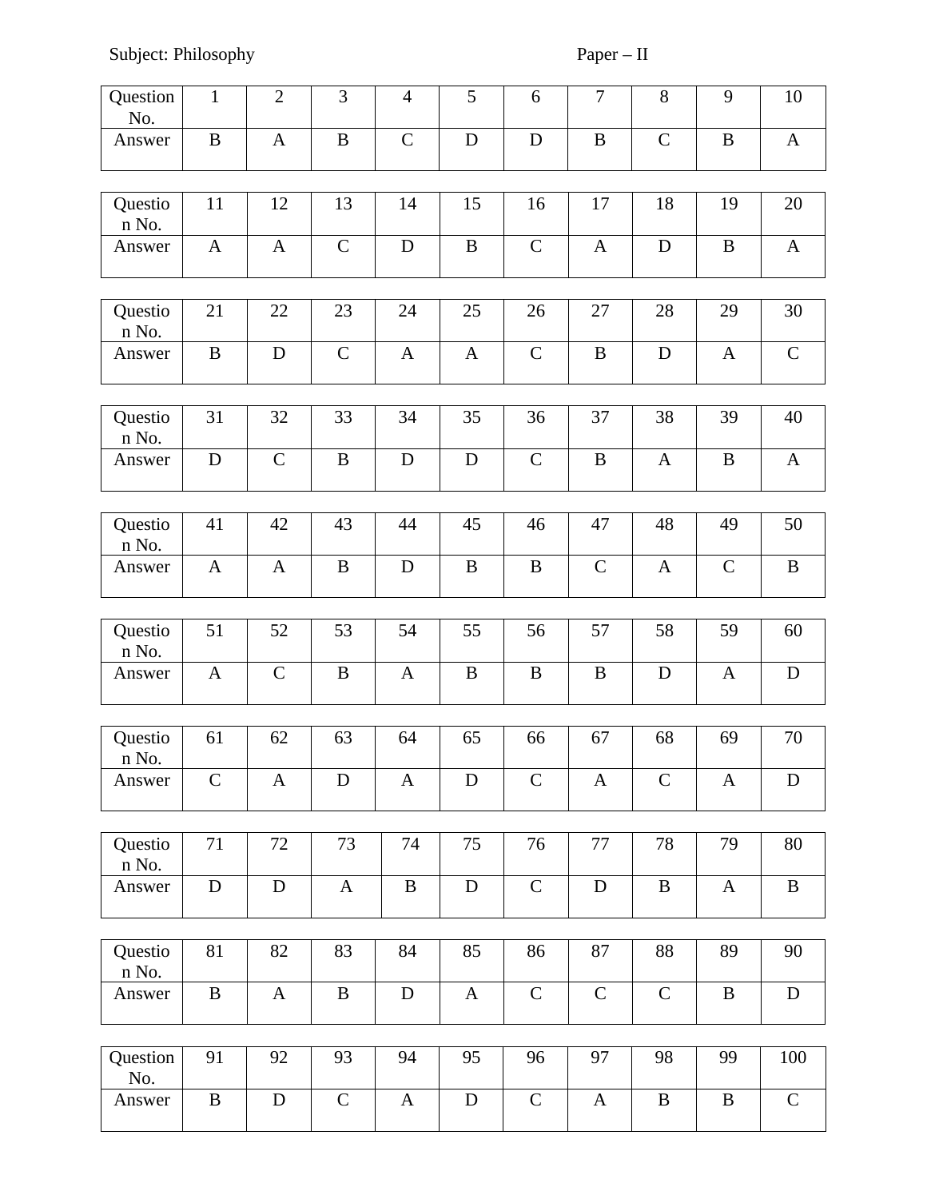Subject: Philosophy Paper – II

| Question No. | 1 | 2 | 3 | 4 | 5 | 6 | 7 | 8 | 9 | 10 |
|---|---|---|---|---|---|---|---|---|---|---|
| Answer | B | A | B | C | D | D | B | C | B | A |

| Question No. | 11 | 12 | 13 | 14 | 15 | 16 | 17 | 18 | 19 | 20 |
|---|---|---|---|---|---|---|---|---|---|---|
| Answer | A | A | C | D | B | C | A | D | B | A |

| Question No. | 21 | 22 | 23 | 24 | 25 | 26 | 27 | 28 | 29 | 30 |
|---|---|---|---|---|---|---|---|---|---|---|
| Answer | B | D | C | A | A | C | B | D | A | C |

| Question No. | 31 | 32 | 33 | 34 | 35 | 36 | 37 | 38 | 39 | 40 |
|---|---|---|---|---|---|---|---|---|---|---|
| Answer | D | C | B | D | D | C | B | A | B | A |

| Question No. | 41 | 42 | 43 | 44 | 45 | 46 | 47 | 48 | 49 | 50 |
|---|---|---|---|---|---|---|---|---|---|---|
| Answer | A | A | B | D | B | B | C | A | C | B |

| Question No. | 51 | 52 | 53 | 54 | 55 | 56 | 57 | 58 | 59 | 60 |
|---|---|---|---|---|---|---|---|---|---|---|
| Answer | A | C | B | A | B | B | B | D | A | D |

| Question No. | 61 | 62 | 63 | 64 | 65 | 66 | 67 | 68 | 69 | 70 |
|---|---|---|---|---|---|---|---|---|---|---|
| Answer | C | A | D | A | D | C | A | C | A | D |

| Question No. | 71 | 72 | 73 | 74 | 75 | 76 | 77 | 78 | 79 | 80 |
|---|---|---|---|---|---|---|---|---|---|---|
| Answer | D | D | A | B | D | C | D | B | A | B |

| Question No. | 81 | 82 | 83 | 84 | 85 | 86 | 87 | 88 | 89 | 90 |
|---|---|---|---|---|---|---|---|---|---|---|
| Answer | B | A | B | D | A | C | C | C | B | D |

| Question No. | 91 | 92 | 93 | 94 | 95 | 96 | 97 | 98 | 99 | 100 |
|---|---|---|---|---|---|---|---|---|---|---|
| Answer | B | D | C | A | D | C | A | B | B | C |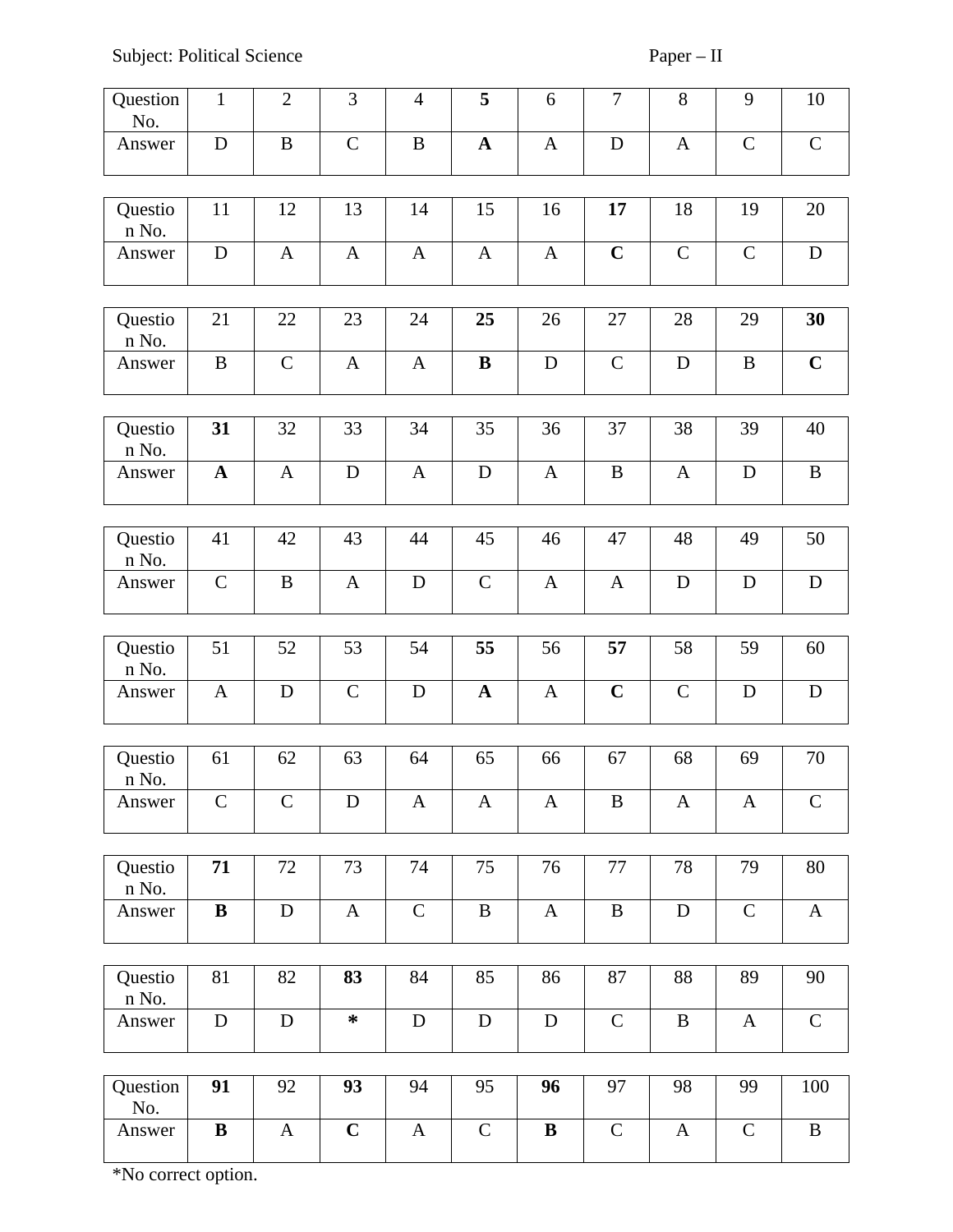Subject: Political Science Paper – II

| Question No. | 1 | 2 | 3 | 4 | **5** | 6 | 7 | 8 | 9 | 10 |
|---|---|---|---|---|---|---|---|---|---|---|
| Answer | D | B | C | B | **A** | A | D | A | C | C |

| Question No. | 11 | 12 | 13 | 14 | 15 | 16 | **17** | 18 | 19 | 20 |
|---|---|---|---|---|---|---|---|---|---|---|
| Answer | D | A | A | A | A | A | **C** | C | C | D |

| Question No. | 21 | 22 | 23 | 24 | **25** | 26 | 27 | 28 | 29 | **30** |
|---|---|---|---|---|---|---|---|---|---|---|
| Answer | B | C | A | A | **B** | D | C | D | B | **C** |

| Question No. | **31** | 32 | 33 | 34 | 35 | 36 | 37 | 38 | 39 | 40 |
|---|---|---|---|---|---|---|---|---|---|---|
| Answer | **A** | A | D | A | D | A | B | A | D | B |

| Question No. | 41 | 42 | 43 | 44 | 45 | 46 | 47 | 48 | 49 | 50 |
|---|---|---|---|---|---|---|---|---|---|---|
| Answer | C | B | A | D | C | A | A | D | D | D |

| Question No. | 51 | 52 | 53 | 54 | **55** | 56 | **57** | 58 | 59 | 60 |
|---|---|---|---|---|---|---|---|---|---|---|
| Answer | A | D | C | D | **A** | A | **C** | C | D | D |

| Question No. | 61 | 62 | 63 | 64 | 65 | 66 | 67 | 68 | 69 | 70 |
|---|---|---|---|---|---|---|---|---|---|---|
| Answer | C | C | D | A | A | A | B | A | A | C |

| Question No. | **71** | 72 | 73 | 74 | 75 | 76 | 77 | 78 | 79 | 80 |
|---|---|---|---|---|---|---|---|---|---|---|
| Answer | **B** | D | A | C | B | A | B | D | C | A |

| Question No. | 81 | 82 | **83** | 84 | 85 | 86 | 87 | 88 | 89 | 90 |
|---|---|---|---|---|---|---|---|---|---|---|
| Answer | D | D | ***** | D | D | D | C | B | A | C |

| Question No. | **91** | 92 | **93** | 94 | 95 | **96** | 97 | 98 | 99 | 100 |
|---|---|---|---|---|---|---|---|---|---|---|
| Answer | **B** | A | **C** | A | C | **B** | C | A | C | B |

*No correct option.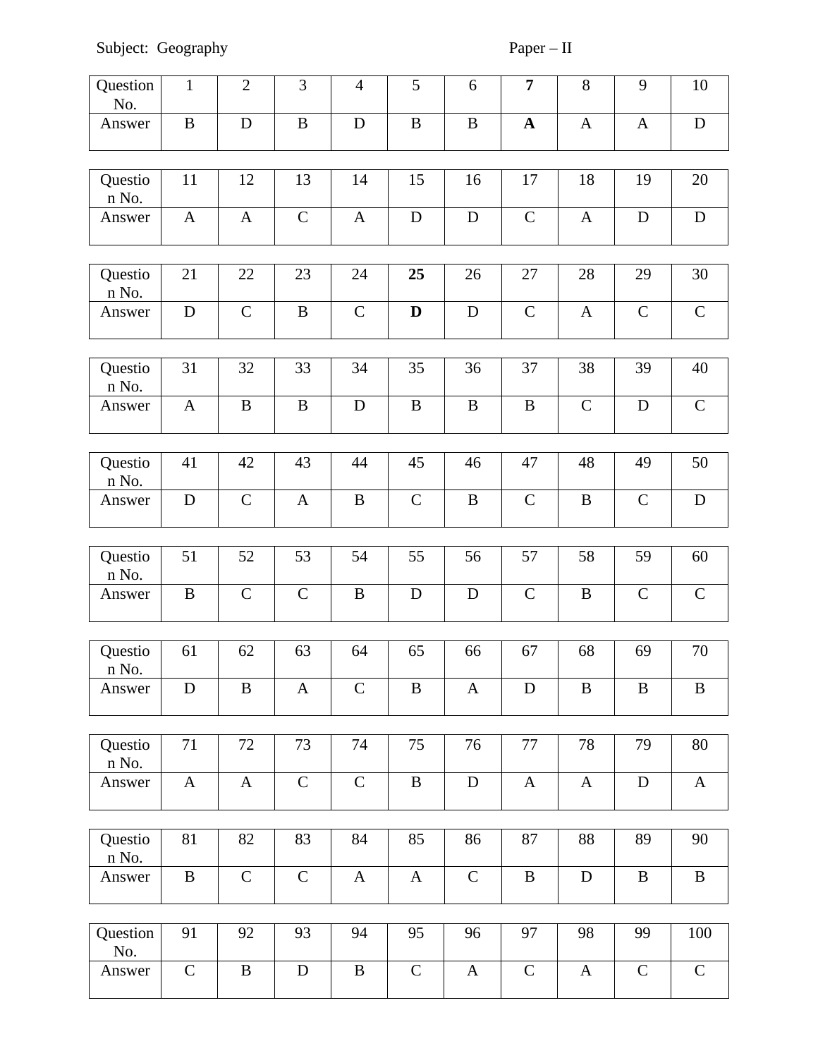Subject: Geography Paper – II

| Question No. | 1 | 2 | 3 | 4 | 5 | 6 | **7** | 8 | 9 | 10 |
|---|---|---|---|---|---|---|---|---|---|---|
| Answer | B | D | B | D | B | B | **A** | A | A | D |

| Question No. | 11 | 12 | 13 | 14 | 15 | 16 | 17 | 18 | 19 | 20 |
|---|---|---|---|---|---|---|---|---|---|---|
| Answer | A | A | C | A | D | D | C | A | D | D |

| Question No. | 21 | 22 | 23 | 24 | **25** | 26 | 27 | 28 | 29 | 30 |
|---|---|---|---|---|---|---|---|---|---|---|
| Answer | D | C | B | C | **D** | D | C | A | C | C |

| Question No. | 31 | 32 | 33 | 34 | 35 | 36 | 37 | 38 | 39 | 40 |
|---|---|---|---|---|---|---|---|---|---|---|
| Answer | A | B | B | D | B | B | B | C | D | C |

| Question No. | 41 | 42 | 43 | 44 | 45 | 46 | 47 | 48 | 49 | 50 |
|---|---|---|---|---|---|---|---|---|---|---|
| Answer | D | C | A | B | C | B | C | B | C | D |

| Question No. | 51 | 52 | 53 | 54 | 55 | 56 | 57 | 58 | 59 | 60 |
|---|---|---|---|---|---|---|---|---|---|---|
| Answer | B | C | C | B | D | D | C | B | C | C |

| Question No. | 61 | 62 | 63 | 64 | 65 | 66 | 67 | 68 | 69 | 70 |
|---|---|---|---|---|---|---|---|---|---|---|
| Answer | D | B | A | C | B | A | D | B | B | B |

| Question No. | 71 | 72 | 73 | 74 | 75 | 76 | 77 | 78 | 79 | 80 |
|---|---|---|---|---|---|---|---|---|---|---|
| Answer | A | A | C | C | B | D | A | A | D | A |

| Question No. | 81 | 82 | 83 | 84 | 85 | 86 | 87 | 88 | 89 | 90 |
|---|---|---|---|---|---|---|---|---|---|---|
| Answer | B | C | C | A | A | C | B | D | B | B |

| Question No. | 91 | 92 | 93 | 94 | 95 | 96 | 97 | 98 | 99 | 100 |
|---|---|---|---|---|---|---|---|---|---|---|
| Answer | C | B | D | B | C | A | C | A | C | C |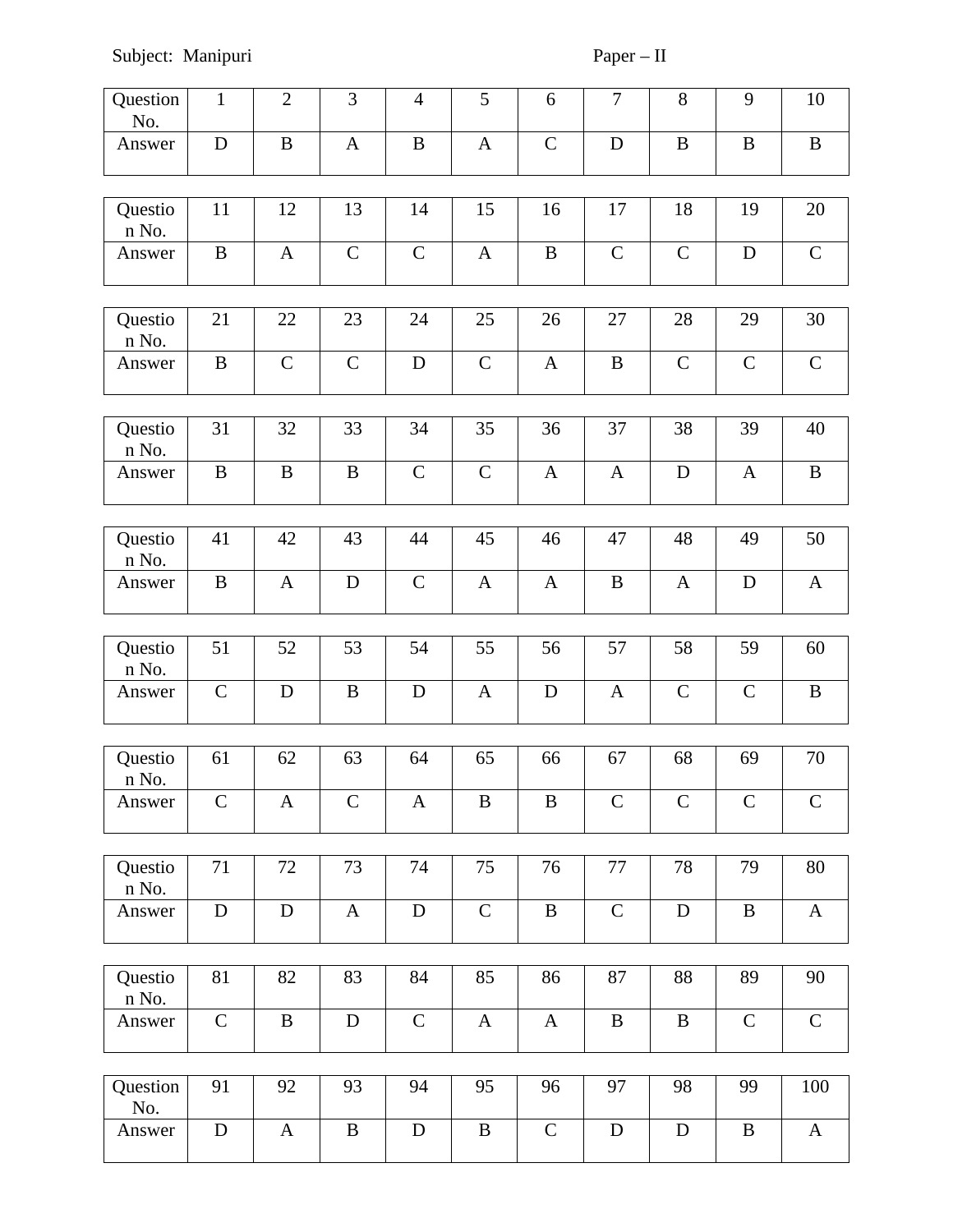Subject: Manipuri Paper – II

| Question No. | 1 | 2 | 3 | 4 | 5 | 6 | 7 | 8 | 9 | 10 |
|---|---|---|---|---|---|---|---|---|---|---|
| Answer | D | B | A | B | A | C | D | B | B | B |

| Question No. | 11 | 12 | 13 | 14 | 15 | 16 | 17 | 18 | 19 | 20 |
|---|---|---|---|---|---|---|---|---|---|---|
| Answer | B | A | C | C | A | B | C | C | D | C |

| Question No. | 21 | 22 | 23 | 24 | 25 | 26 | 27 | 28 | 29 | 30 |
|---|---|---|---|---|---|---|---|---|---|---|
| Answer | B | C | C | D | C | A | B | C | C | C |

| Question No. | 31 | 32 | 33 | 34 | 35 | 36 | 37 | 38 | 39 | 40 |
|---|---|---|---|---|---|---|---|---|---|---|
| Answer | B | B | B | C | C | A | A | D | A | B |

| Question No. | 41 | 42 | 43 | 44 | 45 | 46 | 47 | 48 | 49 | 50 |
|---|---|---|---|---|---|---|---|---|---|---|
| Answer | B | A | D | C | A | A | B | A | D | A |

| Question No. | 51 | 52 | 53 | 54 | 55 | 56 | 57 | 58 | 59 | 60 |
|---|---|---|---|---|---|---|---|---|---|---|
| Answer | C | D | B | D | A | D | A | C | C | B |

| Question No. | 61 | 62 | 63 | 64 | 65 | 66 | 67 | 68 | 69 | 70 |
|---|---|---|---|---|---|---|---|---|---|---|
| Answer | C | A | C | A | B | B | C | C | C | C |

| Question No. | 71 | 72 | 73 | 74 | 75 | 76 | 77 | 78 | 79 | 80 |
|---|---|---|---|---|---|---|---|---|---|---|
| Answer | D | D | A | D | C | B | C | D | B | A |

| Question No. | 81 | 82 | 83 | 84 | 85 | 86 | 87 | 88 | 89 | 90 |
|---|---|---|---|---|---|---|---|---|---|---|
| Answer | C | B | D | C | A | A | B | B | C | C |

| Question No. | 91 | 92 | 93 | 94 | 95 | 96 | 97 | 98 | 99 | 100 |
|---|---|---|---|---|---|---|---|---|---|---|
| Answer | D | A | B | D | B | C | D | D | B | A |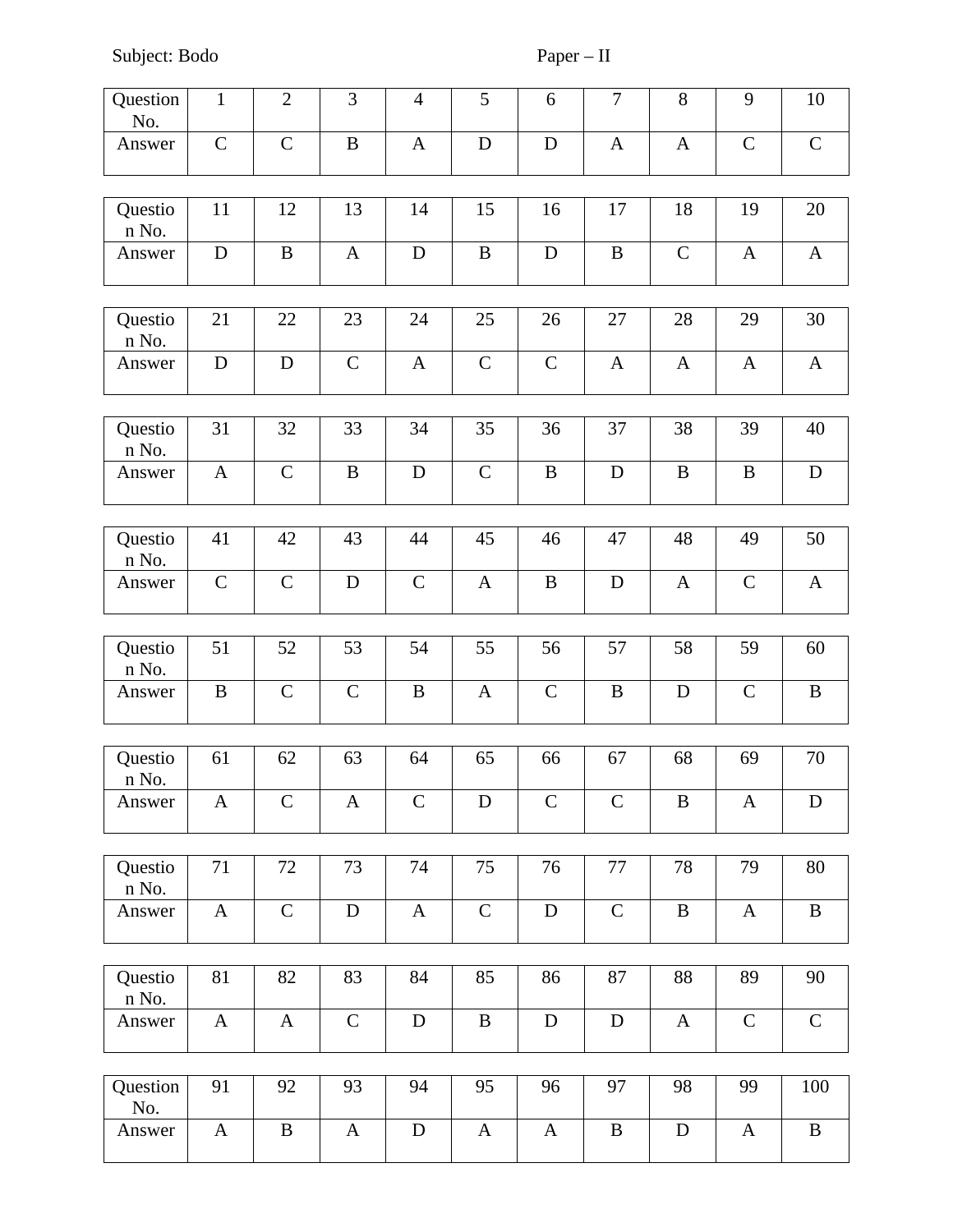Subject: Bodo Paper – II

| Question No. | 1 | 2 | 3 | 4 | 5 | 6 | 7 | 8 | 9 | 10 |
|---|---|---|---|---|---|---|---|---|---|---|
| Answer | C | C | B | A | D | D | A | A | C | C |

| Question No. | 11 | 12 | 13 | 14 | 15 | 16 | 17 | 18 | 19 | 20 |
|---|---|---|---|---|---|---|---|---|---|---|
| Answer | D | B | A | D | B | D | B | C | A | A |

| Question No. | 21 | 22 | 23 | 24 | 25 | 26 | 27 | 28 | 29 | 30 |
|---|---|---|---|---|---|---|---|---|---|---|
| Answer | D | D | C | A | C | C | A | A | A | A |

| Question No. | 31 | 32 | 33 | 34 | 35 | 36 | 37 | 38 | 39 | 40 |
|---|---|---|---|---|---|---|---|---|---|---|
| Answer | A | C | B | D | C | B | D | B | B | D |

| Question No. | 41 | 42 | 43 | 44 | 45 | 46 | 47 | 48 | 49 | 50 |
|---|---|---|---|---|---|---|---|---|---|---|
| Answer | C | C | D | C | A | B | D | A | C | A |

| Question No. | 51 | 52 | 53 | 54 | 55 | 56 | 57 | 58 | 59 | 60 |
|---|---|---|---|---|---|---|---|---|---|---|
| Answer | B | C | C | B | A | C | B | D | C | B |

| Question No. | 61 | 62 | 63 | 64 | 65 | 66 | 67 | 68 | 69 | 70 |
|---|---|---|---|---|---|---|---|---|---|---|
| Answer | A | C | A | C | D | C | C | B | A | D |

| Question No. | 71 | 72 | 73 | 74 | 75 | 76 | 77 | 78 | 79 | 80 |
|---|---|---|---|---|---|---|---|---|---|---|
| Answer | A | C | D | A | C | D | C | B | A | B |

| Question No. | 81 | 82 | 83 | 84 | 85 | 86 | 87 | 88 | 89 | 90 |
|---|---|---|---|---|---|---|---|---|---|---|
| Answer | A | A | C | D | B | D | D | A | C | C |

| Question No. | 91 | 92 | 93 | 94 | 95 | 96 | 97 | 98 | 99 | 100 |
|---|---|---|---|---|---|---|---|---|---|---|
| Answer | A | B | A | D | A | A | B | D | A | B |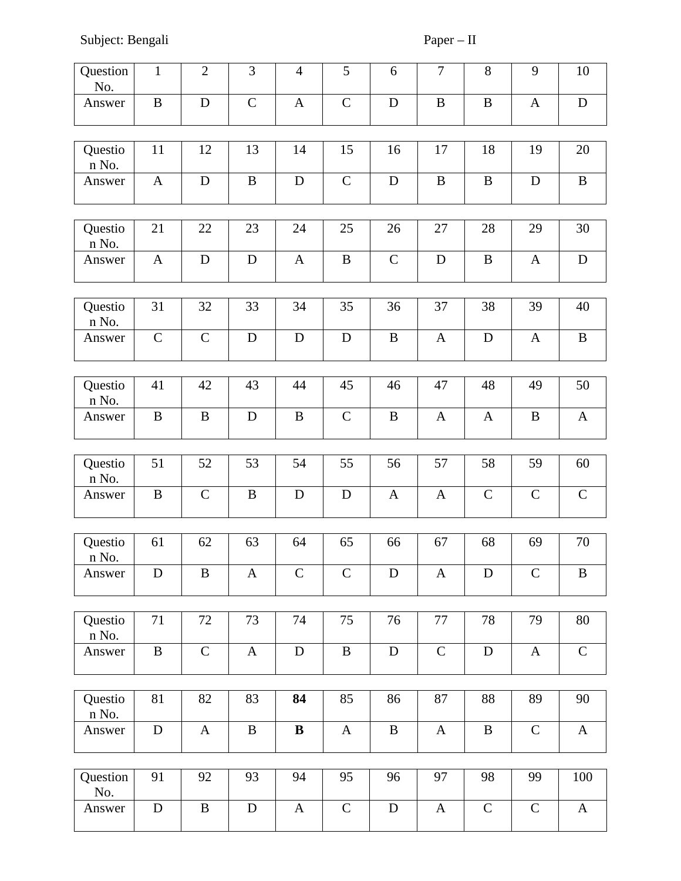Subject: Bengali Paper – II

| Question No. | 1 | 2 | 3 | 4 | 5 | 6 | 7 | 8 | 9 | 10 |
|---|---|---|---|---|---|---|---|---|---|---|
| Answer | B | D | C | A | C | D | B | B | A | D |

| Question No. | 11 | 12 | 13 | 14 | 15 | 16 | 17 | 18 | 19 | 20 |
|---|---|---|---|---|---|---|---|---|---|---|
| Answer | A | D | B | D | C | D | B | B | D | B |

| Question No. | 21 | 22 | 23 | 24 | 25 | 26 | 27 | 28 | 29 | 30 |
|---|---|---|---|---|---|---|---|---|---|---|
| Answer | A | D | D | A | B | C | D | B | A | D |

| Question No. | 31 | 32 | 33 | 34 | 35 | 36 | 37 | 38 | 39 | 40 |
|---|---|---|---|---|---|---|---|---|---|---|
| Answer | C | C | D | D | D | B | A | D | A | B |

| Question No. | 41 | 42 | 43 | 44 | 45 | 46 | 47 | 48 | 49 | 50 |
|---|---|---|---|---|---|---|---|---|---|---|
| Answer | B | B | D | B | C | B | A | A | B | A |

| Question No. | 51 | 52 | 53 | 54 | 55 | 56 | 57 | 58 | 59 | 60 |
|---|---|---|---|---|---|---|---|---|---|---|
| Answer | B | C | B | D | D | A | A | C | C | C |

| Question No. | 61 | 62 | 63 | 64 | 65 | 66 | 67 | 68 | 69 | 70 |
|---|---|---|---|---|---|---|---|---|---|---|
| Answer | D | B | A | C | C | D | A | D | C | B |

| Question No. | 71 | 72 | 73 | 74 | 75 | 76 | 77 | 78 | 79 | 80 |
|---|---|---|---|---|---|---|---|---|---|---|
| Answer | B | C | A | D | B | D | C | D | A | C |

| Question No. | 81 | 82 | 83 | **84** | 85 | 86 | 87 | 88 | 89 | 90 |
|---|---|---|---|---|---|---|---|---|---|---|
| Answer | D | A | B | **B** | A | B | A | B | C | A |

| Question No. | 91 | 92 | 93 | 94 | 95 | 96 | 97 | 98 | 99 | 100 |
|---|---|---|---|---|---|---|---|---|---|---|
| Answer | D | B | D | A | C | D | A | C | C | A |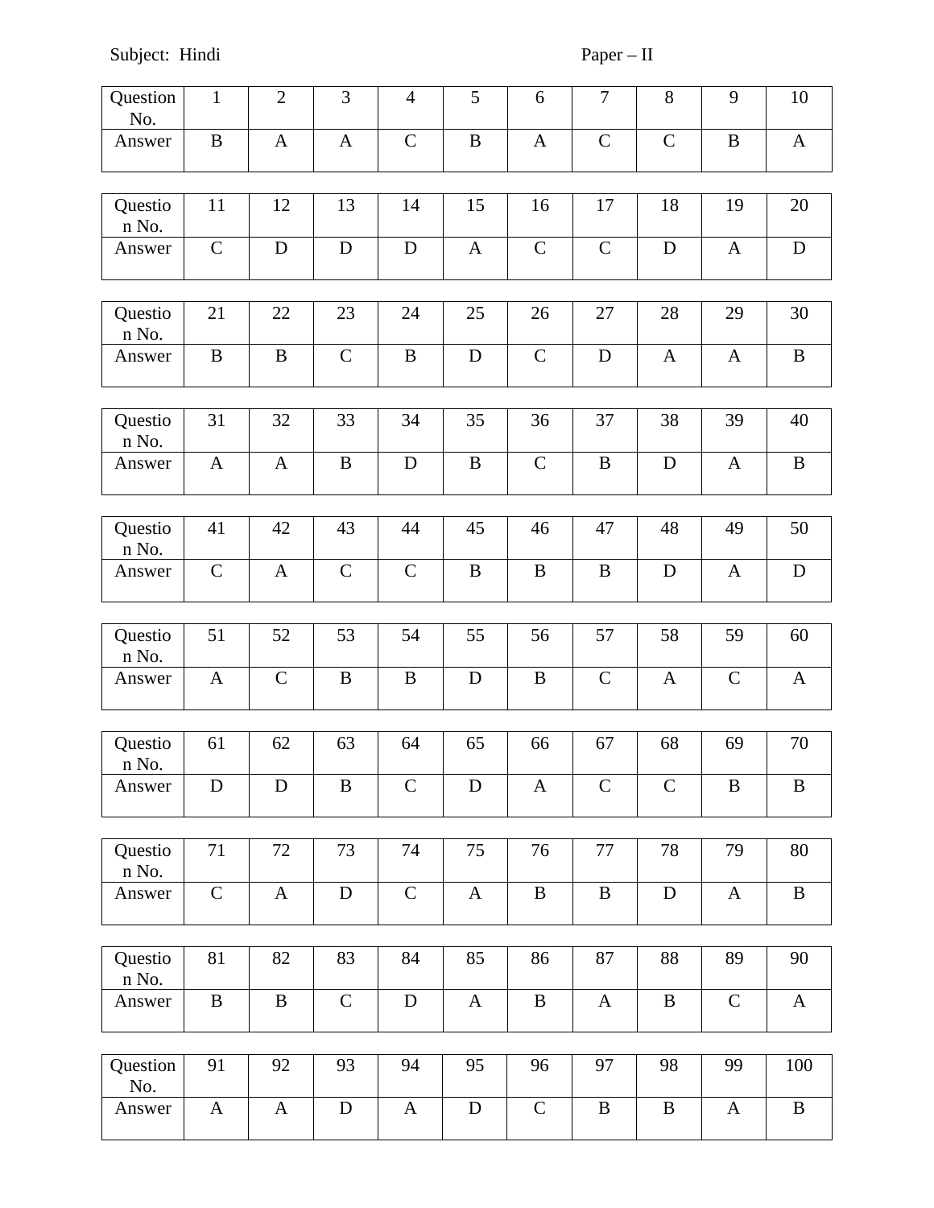Subject: Hindi Paper – II

| Question No. | 1 | 2 | 3 | 4 | 5 | 6 | 7 | 8 | 9 | 10 |
|---|---|---|---|---|---|---|---|---|---|---|
| Answer | B | A | A | C | B | A | C | C | B | A |

| Question No. | 11 | 12 | 13 | 14 | 15 | 16 | 17 | 18 | 19 | 20 |
|---|---|---|---|---|---|---|---|---|---|---|
| Answer | C | D | D | D | A | C | C | D | A | D |

| Question No. | 21 | 22 | 23 | 24 | 25 | 26 | 27 | 28 | 29 | 30 |
|---|---|---|---|---|---|---|---|---|---|---|
| Answer | B | B | C | B | D | C | D | A | A | B |

| Question No. | 31 | 32 | 33 | 34 | 35 | 36 | 37 | 38 | 39 | 40 |
|---|---|---|---|---|---|---|---|---|---|---|
| Answer | A | A | B | D | B | C | B | D | A | B |

| Question No. | 41 | 42 | 43 | 44 | 45 | 46 | 47 | 48 | 49 | 50 |
|---|---|---|---|---|---|---|---|---|---|---|
| Answer | C | A | C | C | B | B | B | D | A | D |

| Question No. | 51 | 52 | 53 | 54 | 55 | 56 | 57 | 58 | 59 | 60 |
|---|---|---|---|---|---|---|---|---|---|---|
| Answer | A | C | B | B | D | B | C | A | C | A |

| Question No. | 61 | 62 | 63 | 64 | 65 | 66 | 67 | 68 | 69 | 70 |
|---|---|---|---|---|---|---|---|---|---|---|
| Answer | D | D | B | C | D | A | C | C | B | B |

| Question No. | 71 | 72 | 73 | 74 | 75 | 76 | 77 | 78 | 79 | 80 |
|---|---|---|---|---|---|---|---|---|---|---|
| Answer | C | A | D | C | A | B | B | D | A | B |

| Question No. | 81 | 82 | 83 | 84 | 85 | 86 | 87 | 88 | 89 | 90 |
|---|---|---|---|---|---|---|---|---|---|---|
| Answer | B | B | C | D | A | B | A | B | C | A |

| Question No. | 91 | 92 | 93 | 94 | 95 | 96 | 97 | 98 | 99 | 100 |
|---|---|---|---|---|---|---|---|---|---|---|
| Answer | A | A | D | A | D | C | B | B | A | B |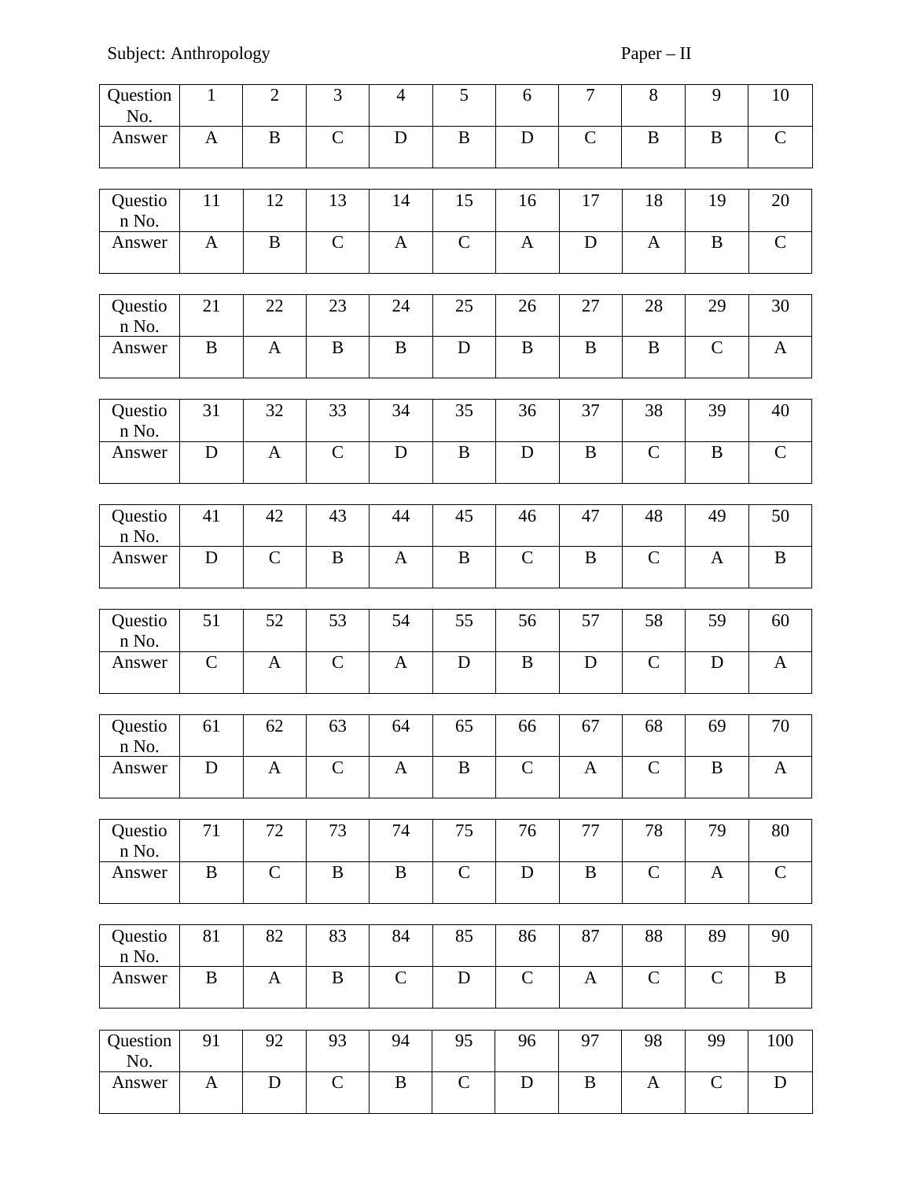Subject: Anthropology Paper – II

| Question No. | 1 | 2 | 3 | 4 | 5 | 6 | 7 | 8 | 9 | 10 |
|---|---|---|---|---|---|---|---|---|---|---|
| Answer | A | B | C | D | B | D | C | B | B | C |

| Question No. | 11 | 12 | 13 | 14 | 15 | 16 | 17 | 18 | 19 | 20 |
|---|---|---|---|---|---|---|---|---|---|---|
| Answer | A | B | C | A | C | A | D | A | B | C |

| Question No. | 21 | 22 | 23 | 24 | 25 | 26 | 27 | 28 | 29 | 30 |
|---|---|---|---|---|---|---|---|---|---|---|
| Answer | B | A | B | B | D | B | B | B | C | A |

| Question No. | 31 | 32 | 33 | 34 | 35 | 36 | 37 | 38 | 39 | 40 |
|---|---|---|---|---|---|---|---|---|---|---|
| Answer | D | A | C | D | B | D | B | C | B | C |

| Question No. | 41 | 42 | 43 | 44 | 45 | 46 | 47 | 48 | 49 | 50 |
|---|---|---|---|---|---|---|---|---|---|---|
| Answer | D | C | B | A | B | C | B | C | A | B |

| Question No. | 51 | 52 | 53 | 54 | 55 | 56 | 57 | 58 | 59 | 60 |
|---|---|---|---|---|---|---|---|---|---|---|
| Answer | C | A | C | A | D | B | D | C | D | A |

| Question No. | 61 | 62 | 63 | 64 | 65 | 66 | 67 | 68 | 69 | 70 |
|---|---|---|---|---|---|---|---|---|---|---|
| Answer | D | A | C | A | B | C | A | C | B | A |

| Question No. | 71 | 72 | 73 | 74 | 75 | 76 | 77 | 78 | 79 | 80 |
|---|---|---|---|---|---|---|---|---|---|---|
| Answer | B | C | B | B | C | D | B | C | A | C |

| Question No. | 81 | 82 | 83 | 84 | 85 | 86 | 87 | 88 | 89 | 90 |
|---|---|---|---|---|---|---|---|---|---|---|
| Answer | B | A | B | C | D | C | A | C | C | B |

| Question No. | 91 | 92 | 93 | 94 | 95 | 96 | 97 | 98 | 99 | 100 |
|---|---|---|---|---|---|---|---|---|---|---|
| Answer | A | D | C | B | C | D | B | A | C | D |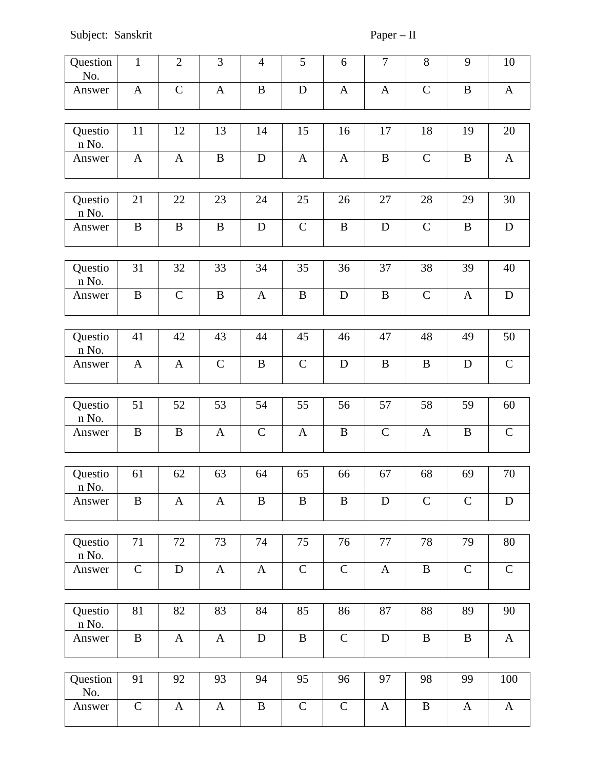Subject: Sanskrit Paper – II

| Question No. | 1 | 2 | 3 | 4 | 5 | 6 | 7 | 8 | 9 | 10 |
|---|---|---|---|---|---|---|---|---|---|---|
| Answer | A | C | A | B | D | A | A | C | B | A |

| Question No. | 11 | 12 | 13 | 14 | 15 | 16 | 17 | 18 | 19 | 20 |
|---|---|---|---|---|---|---|---|---|---|---|
| Answer | A | A | B | D | A | A | B | C | B | A |

| Question No. | 21 | 22 | 23 | 24 | 25 | 26 | 27 | 28 | 29 | 30 |
|---|---|---|---|---|---|---|---|---|---|---|
| Answer | B | B | B | D | C | B | D | C | B | D |

| Question No. | 31 | 32 | 33 | 34 | 35 | 36 | 37 | 38 | 39 | 40 |
|---|---|---|---|---|---|---|---|---|---|---|
| Answer | B | C | B | A | B | D | B | C | A | D |

| Question No. | 41 | 42 | 43 | 44 | 45 | 46 | 47 | 48 | 49 | 50 |
|---|---|---|---|---|---|---|---|---|---|---|
| Answer | A | A | C | B | C | D | B | B | D | C |

| Question No. | 51 | 52 | 53 | 54 | 55 | 56 | 57 | 58 | 59 | 60 |
|---|---|---|---|---|---|---|---|---|---|---|
| Answer | B | B | A | C | A | B | C | A | B | C |

| Question No. | 61 | 62 | 63 | 64 | 65 | 66 | 67 | 68 | 69 | 70 |
|---|---|---|---|---|---|---|---|---|---|---|
| Answer | B | A | A | B | B | B | D | C | C | D |

| Question No. | 71 | 72 | 73 | 74 | 75 | 76 | 77 | 78 | 79 | 80 |
|---|---|---|---|---|---|---|---|---|---|---|
| Answer | C | D | A | A | C | C | A | B | C | C |

| Question No. | 81 | 82 | 83 | 84 | 85 | 86 | 87 | 88 | 89 | 90 |
|---|---|---|---|---|---|---|---|---|---|---|
| Answer | B | A | A | D | B | C | D | B | B | A |

| Question No. | 91 | 92 | 93 | 94 | 95 | 96 | 97 | 98 | 99 | 100 |
|---|---|---|---|---|---|---|---|---|---|---|
| Answer | C | A | A | B | C | C | A | B | A | A |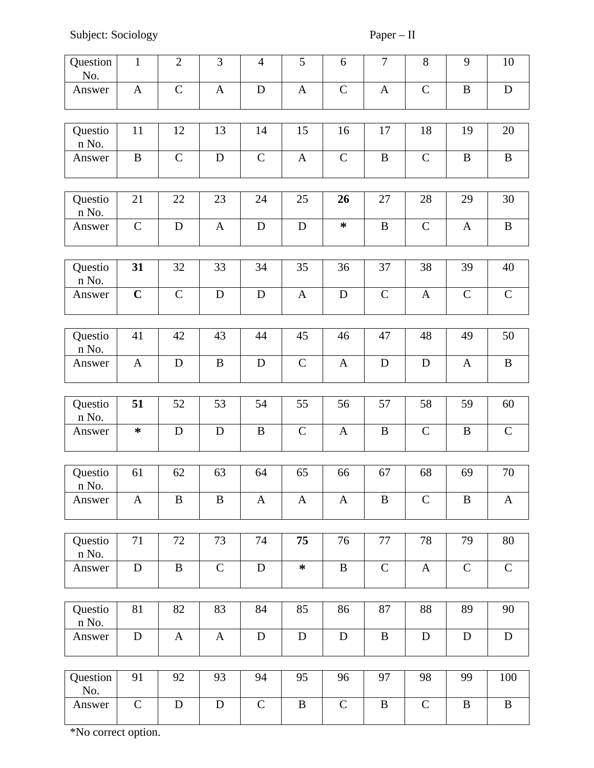Subject: Sociology Paper – II

| Question No. | 1 | 2 | 3 | 4 | 5 | 6 | 7 | 8 | 9 | 10 |
|---|---|---|---|---|---|---|---|---|---|---|
| Answer | A | C | A | D | A | C | A | C | B | D |

| Question No. | 11 | 12 | 13 | 14 | 15 | 16 | 17 | 18 | 19 | 20 |
|---|---|---|---|---|---|---|---|---|---|---|
| Answer | B | C | D | C | A | C | B | C | B | B |

| Question No. | 21 | 22 | 23 | 24 | 25 | **26** | 27 | 28 | 29 | 30 |
|---|---|---|---|---|---|---|---|---|---|---|
| Answer | C | D | A | D | D | **\*** | B | C | A | B |

| Question No. | **31** | 32 | 33 | 34 | 35 | 36 | 37 | 38 | 39 | 40 |
|---|---|---|---|---|---|---|---|---|---|---|
| Answer | **C** | C | D | D | A | D | C | A | C | C |

| Question No. | 41 | 42 | 43 | 44 | 45 | 46 | 47 | 48 | 49 | 50 |
|---|---|---|---|---|---|---|---|---|---|---|
| Answer | A | D | B | D | C | A | D | D | A | B |

| Question No. | **51** | 52 | 53 | 54 | 55 | 56 | 57 | 58 | 59 | 60 |
|---|---|---|---|---|---|---|---|---|---|---|
| Answer | **\*** | D | D | B | C | A | B | C | B | C |

| Question No. | 61 | 62 | 63 | 64 | 65 | 66 | 67 | 68 | 69 | 70 |
|---|---|---|---|---|---|---|---|---|---|---|
| Answer | A | B | B | A | A | A | B | C | B | A |

| Question No. | 71 | 72 | 73 | 74 | **75** | 76 | 77 | 78 | 79 | 80 |
|---|---|---|---|---|---|---|---|---|---|---|
| Answer | D | B | C | D | **\*** | B | C | A | C | C |

| Question No. | 81 | 82 | 83 | 84 | 85 | 86 | 87 | 88 | 89 | 90 |
|---|---|---|---|---|---|---|---|---|---|---|
| Answer | D | A | A | D | D | D | B | D | D | D |

| Question No. | 91 | 92 | 93 | 94 | 95 | 96 | 97 | 98 | 99 | 100 |
|---|---|---|---|---|---|---|---|---|---|---|
| Answer | C | D | D | C | B | C | B | C | B | B |

*No correct option.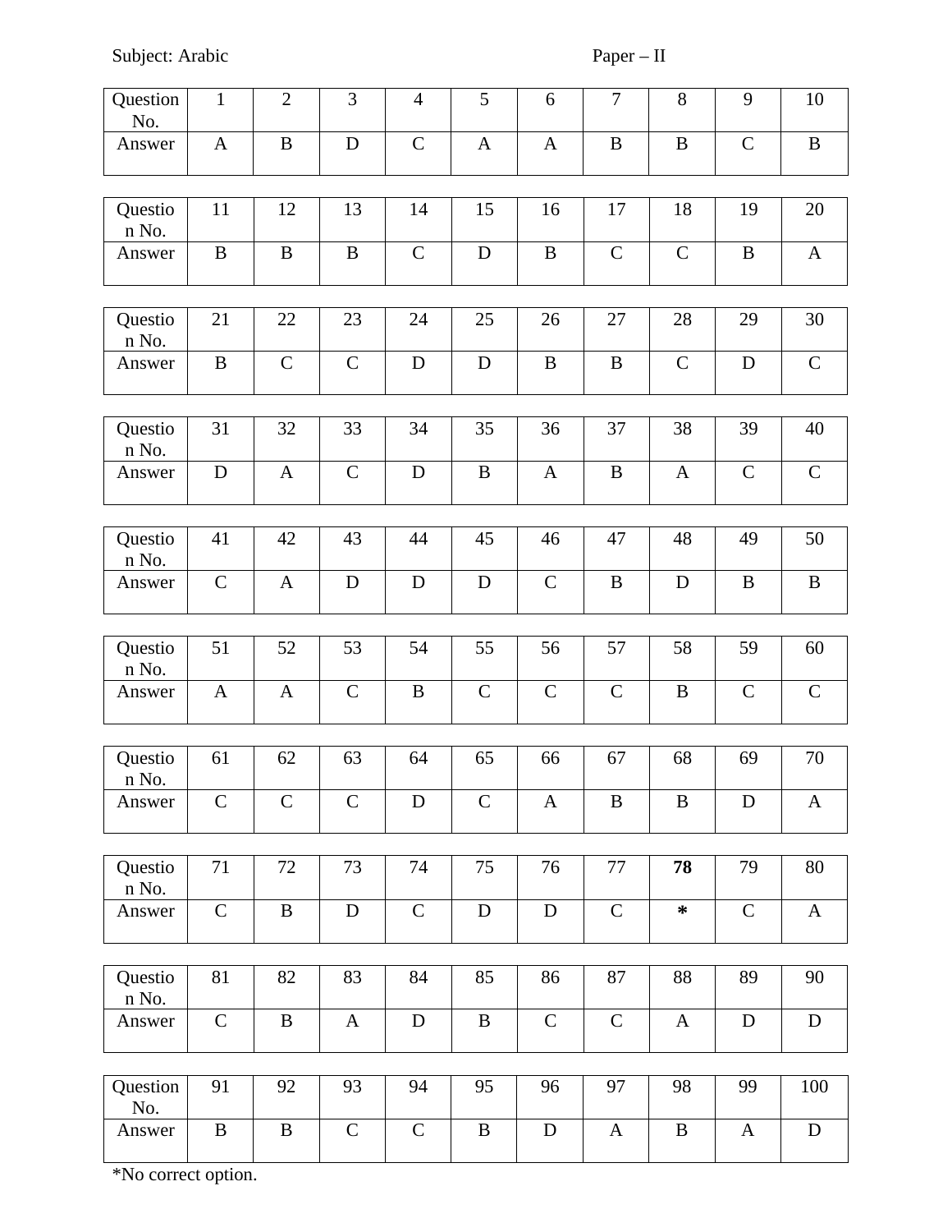Subject: Arabic Paper – II

| Question No. | 1 | 2 | 3 | 4 | 5 | 6 | 7 | 8 | 9 | 10 |
|---|---|---|---|---|---|---|---|---|---|---|
| Answer | A | B | D | C | A | A | B | B | C | B |

| Question No. | 11 | 12 | 13 | 14 | 15 | 16 | 17 | 18 | 19 | 20 |
|---|---|---|---|---|---|---|---|---|---|---|
| Answer | B | B | B | C | D | B | C | C | B | A |

| Question No. | 21 | 22 | 23 | 24 | 25 | 26 | 27 | 28 | 29 | 30 |
|---|---|---|---|---|---|---|---|---|---|---|
| Answer | B | C | C | D | D | B | B | C | D | C |

| Question No. | 31 | 32 | 33 | 34 | 35 | 36 | 37 | 38 | 39 | 40 |
|---|---|---|---|---|---|---|---|---|---|---|
| Answer | D | A | C | D | B | A | B | A | C | C |

| Question No. | 41 | 42 | 43 | 44 | 45 | 46 | 47 | 48 | 49 | 50 |
|---|---|---|---|---|---|---|---|---|---|---|
| Answer | C | A | D | D | D | C | B | D | B | B |

| Question No. | 51 | 52 | 53 | 54 | 55 | 56 | 57 | 58 | 59 | 60 |
|---|---|---|---|---|---|---|---|---|---|---|
| Answer | A | A | C | B | C | C | C | B | C | C |

| Question No. | 61 | 62 | 63 | 64 | 65 | 66 | 67 | 68 | 69 | 70 |
|---|---|---|---|---|---|---|---|---|---|---|
| Answer | C | C | C | D | C | A | B | B | D | A |

| Question No. | 71 | 72 | 73 | 74 | 75 | 76 | 77 | **78** | 79 | 80 |
|---|---|---|---|---|---|---|---|---|---|---|
| Answer | C | B | D | C | D | D | C | * | C | A |

| Question No. | 81 | 82 | 83 | 84 | 85 | 86 | 87 | 88 | 89 | 90 |
|---|---|---|---|---|---|---|---|---|---|---|
| Answer | C | B | A | D | B | C | C | A | D | D |

| Question No. | 91 | 92 | 93 | 94 | 95 | 96 | 97 | 98 | 99 | 100 |
|---|---|---|---|---|---|---|---|---|---|---|
| Answer | B | B | C | C | B | D | A | B | A | D |

*No correct option.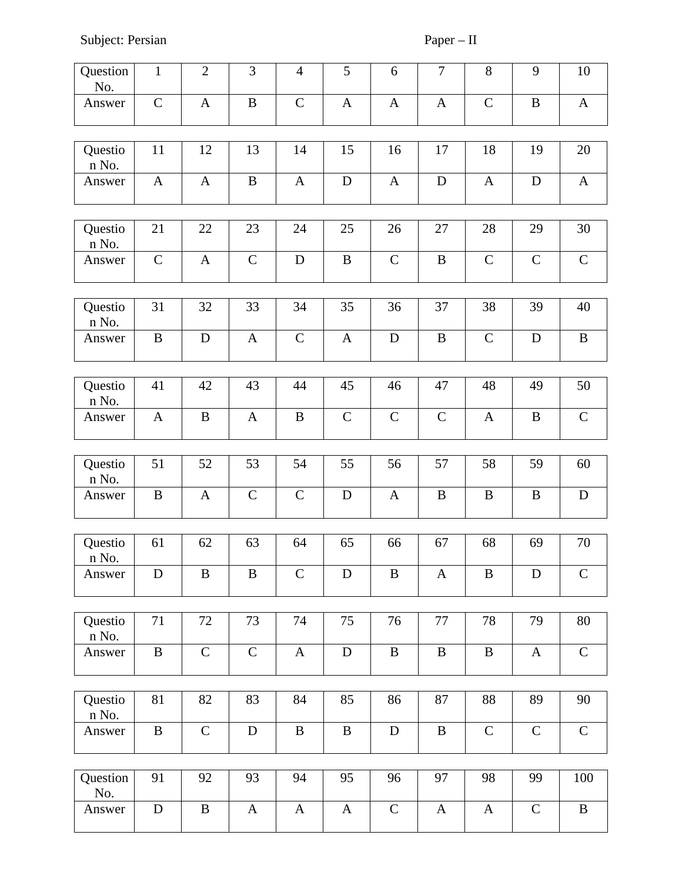Subject: Persian Paper – II

| Question No. | 1 | 2 | 3 | 4 | 5 | 6 | 7 | 8 | 9 | 10 |
|---|---|---|---|---|---|---|---|---|---|---|
| Answer | C | A | B | C | A | A | A | C | B | A |

| Question No. | 11 | 12 | 13 | 14 | 15 | 16 | 17 | 18 | 19 | 20 |
|---|---|---|---|---|---|---|---|---|---|---|
| Answer | A | A | B | A | D | A | D | A | D | A |

| Question No. | 21 | 22 | 23 | 24 | 25 | 26 | 27 | 28 | 29 | 30 |
|---|---|---|---|---|---|---|---|---|---|---|
| Answer | C | A | C | D | B | C | B | C | C | C |

| Question No. | 31 | 32 | 33 | 34 | 35 | 36 | 37 | 38 | 39 | 40 |
|---|---|---|---|---|---|---|---|---|---|---|
| Answer | B | D | A | C | A | D | B | C | D | B |

| Question No. | 41 | 42 | 43 | 44 | 45 | 46 | 47 | 48 | 49 | 50 |
|---|---|---|---|---|---|---|---|---|---|---|
| Answer | A | B | A | B | C | C | C | A | B | C |

| Question No. | 51 | 52 | 53 | 54 | 55 | 56 | 57 | 58 | 59 | 60 |
|---|---|---|---|---|---|---|---|---|---|---|
| Answer | B | A | C | C | D | A | B | B | B | D |

| Question No. | 61 | 62 | 63 | 64 | 65 | 66 | 67 | 68 | 69 | 70 |
|---|---|---|---|---|---|---|---|---|---|---|
| Answer | D | B | B | C | D | B | A | B | D | C |

| Question No. | 71 | 72 | 73 | 74 | 75 | 76 | 77 | 78 | 79 | 80 |
|---|---|---|---|---|---|---|---|---|---|---|
| Answer | B | C | C | A | D | B | B | B | A | C |

| Question No. | 81 | 82 | 83 | 84 | 85 | 86 | 87 | 88 | 89 | 90 |
|---|---|---|---|---|---|---|---|---|---|---|
| Answer | B | C | D | B | B | D | B | C | C | C |

| Question No. | 91 | 92 | 93 | 94 | 95 | 96 | 97 | 98 | 99 | 100 |
|---|---|---|---|---|---|---|---|---|---|---|
| Answer | D | B | A | A | A | C | A | A | C | B |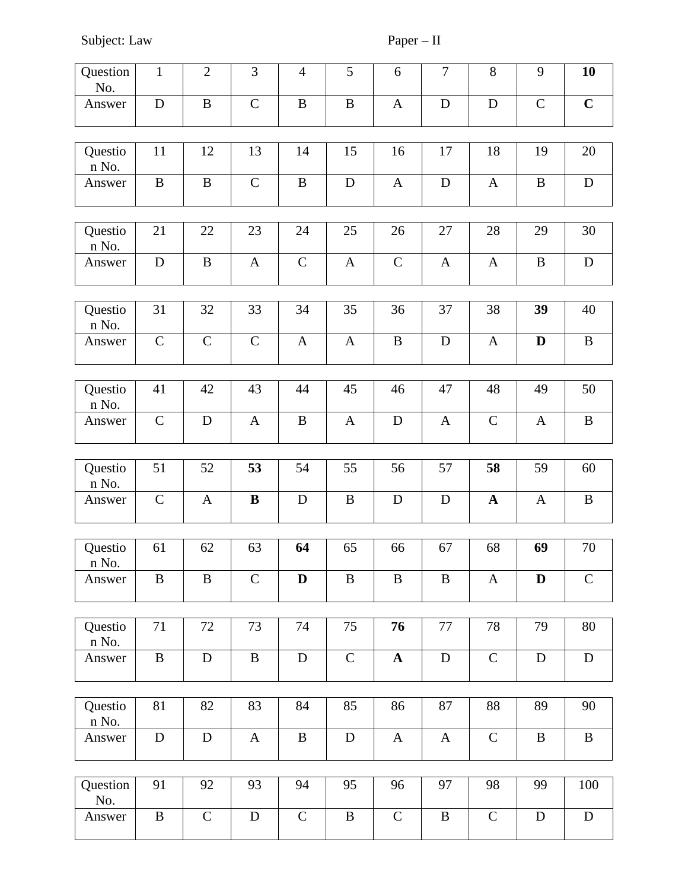Subject: Law Paper – II

| Question No. | 1 | 2 | 3 | 4 | 5 | 6 | 7 | 8 | 9 | **10** |
|---|---|---|---|---|---|---|---|---|---|---|
| Answer | D | B | C | B | B | A | D | D | C | **C** |

| Question No. | 11 | 12 | 13 | 14 | 15 | 16 | 17 | 18 | 19 | 20 |
|---|---|---|---|---|---|---|---|---|---|---|
| Answer | B | B | C | B | D | A | D | A | B | D |

| Question No. | 21 | 22 | 23 | 24 | 25 | 26 | 27 | 28 | 29 | 30 |
|---|---|---|---|---|---|---|---|---|---|---|
| Answer | D | B | A | C | A | C | A | A | B | D |

| Question No. | 31 | 32 | 33 | 34 | 35 | 36 | 37 | 38 | **39** | 40 |
|---|---|---|---|---|---|---|---|---|---|---|
| Answer | C | C | C | A | A | B | D | A | **D** | B |

| Question No. | 41 | 42 | 43 | 44 | 45 | 46 | 47 | 48 | 49 | 50 |
|---|---|---|---|---|---|---|---|---|---|---|
| Answer | C | D | A | B | A | D | A | C | A | B |

| Question No. | 51 | 52 | **53** | 54 | 55 | 56 | 57 | **58** | 59 | 60 |
|---|---|---|---|---|---|---|---|---|---|---|
| Answer | C | A | **B** | D | B | D | D | **A** | A | B |

| Question No. | 61 | 62 | 63 | **64** | 65 | 66 | 67 | 68 | **69** | 70 |
|---|---|---|---|---|---|---|---|---|---|---|
| Answer | B | B | C | **D** | B | B | B | A | **D** | C |

| Question No. | 71 | 72 | 73 | 74 | 75 | **76** | 77 | 78 | 79 | 80 |
|---|---|---|---|---|---|---|---|---|---|---|
| Answer | B | D | B | D | C | **A** | D | C | D | D |

| Question No. | 81 | 82 | 83 | 84 | 85 | 86 | 87 | 88 | 89 | 90 |
|---|---|---|---|---|---|---|---|---|---|---|
| Answer | D | D | A | B | D | A | A | C | B | B |

| Question No. | 91 | 92 | 93 | 94 | 95 | 96 | 97 | 98 | 99 | 100 |
|---|---|---|---|---|---|---|---|---|---|---|
| Answer | B | C | D | C | B | C | B | C | D | D |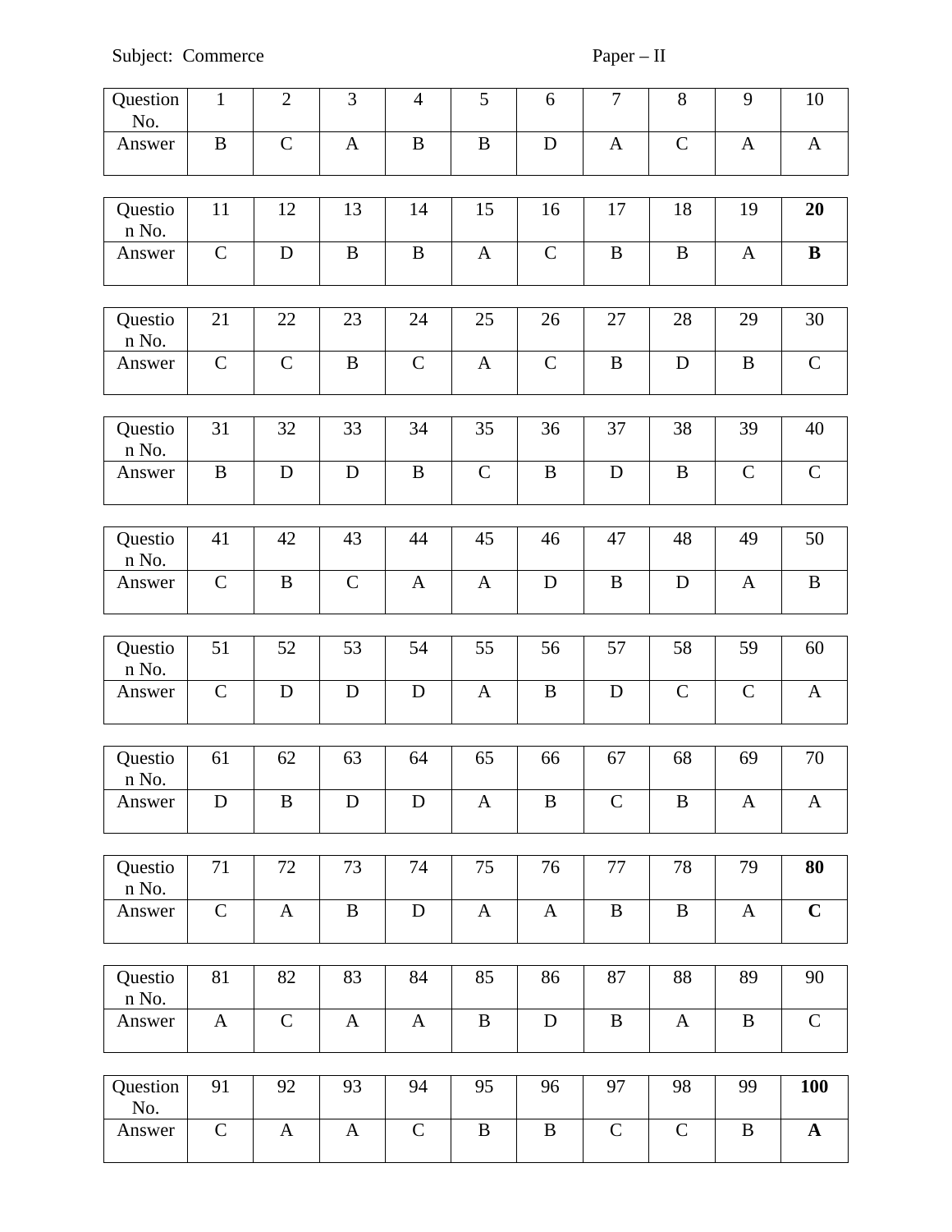Subject: Commerce Paper – II

| Question No. | 1 | 2 | 3 | 4 | 5 | 6 | 7 | 8 | 9 | 10 |
|---|---|---|---|---|---|---|---|---|---|---|
| Answer | B | C | A | B | B | D | A | C | A | A |

| Question No. | 11 | 12 | 13 | 14 | 15 | 16 | 17 | 18 | 19 | **20** |
|---|---|---|---|---|---|---|---|---|---|---|
| Answer | C | D | B | B | A | C | B | B | A | **B** |

| Question No. | 21 | 22 | 23 | 24 | 25 | 26 | 27 | 28 | 29 | 30 |
|---|---|---|---|---|---|---|---|---|---|---|
| Answer | C | C | B | C | A | C | B | D | B | C |

| Question No. | 31 | 32 | 33 | 34 | 35 | 36 | 37 | 38 | 39 | 40 |
|---|---|---|---|---|---|---|---|---|---|---|
| Answer | B | D | D | B | C | B | D | B | C | C |

| Question No. | 41 | 42 | 43 | 44 | 45 | 46 | 47 | 48 | 49 | 50 |
|---|---|---|---|---|---|---|---|---|---|---|
| Answer | C | B | C | A | A | D | B | D | A | B |

| Question No. | 51 | 52 | 53 | 54 | 55 | 56 | 57 | 58 | 59 | 60 |
|---|---|---|---|---|---|---|---|---|---|---|
| Answer | C | D | D | D | A | B | D | C | C | A |

| Question No. | 61 | 62 | 63 | 64 | 65 | 66 | 67 | 68 | 69 | 70 |
|---|---|---|---|---|---|---|---|---|---|---|
| Answer | D | B | D | D | A | B | C | B | A | A |

| Question No. | 71 | 72 | 73 | 74 | 75 | 76 | 77 | 78 | 79 | **80** |
|---|---|---|---|---|---|---|---|---|---|---|
| Answer | C | A | B | D | A | A | B | B | A | **C** |

| Question No. | 81 | 82 | 83 | 84 | 85 | 86 | 87 | 88 | 89 | 90 |
|---|---|---|---|---|---|---|---|---|---|---|
| Answer | A | C | A | A | B | D | B | A | B | C |

| Question No. | 91 | 92 | 93 | 94 | 95 | 96 | 97 | 98 | 99 | **100** |
|---|---|---|---|---|---|---|---|---|---|---|
| Answer | C | A | A | C | B | B | C | C | B | **A** |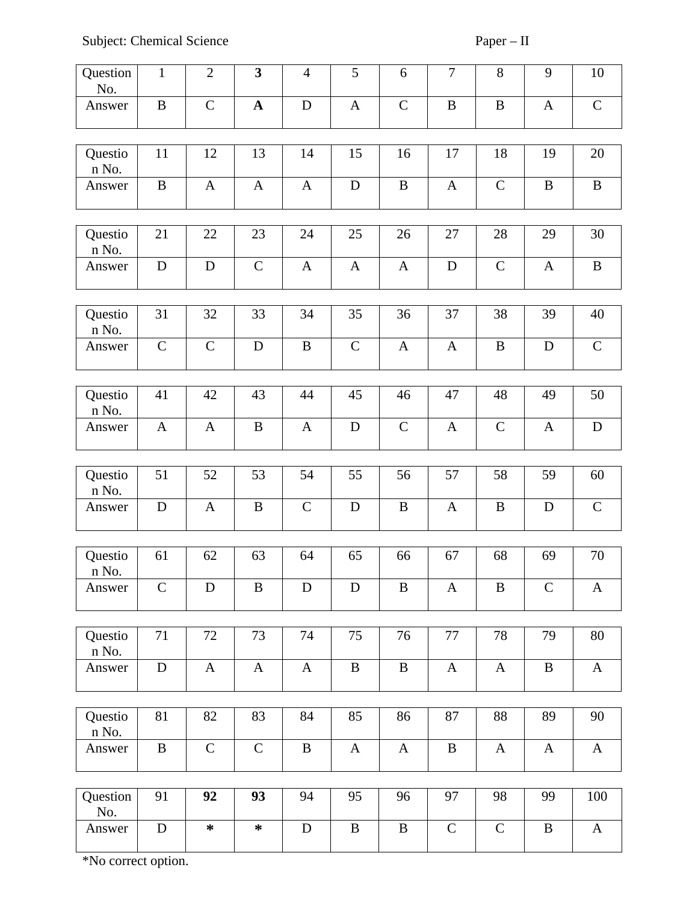Subject: Chemical Science Paper – II

| Question No. | 1 | 2 | **3** | 4 | 5 | 6 | 7 | 8 | 9 | 10 |
|---|---|---|---|---|---|---|---|---|---|---|
| Answer | B | C | **A** | D | A | C | B | B | A | C |

| Question No. | 11 | 12 | 13 | 14 | 15 | 16 | 17 | 18 | 19 | 20 |
|---|---|---|---|---|---|---|---|---|---|---|
| Answer | B | A | A | A | D | B | A | C | B | B |

| Question No. | 21 | 22 | 23 | 24 | 25 | 26 | 27 | 28 | 29 | 30 |
|---|---|---|---|---|---|---|---|---|---|---|
| Answer | D | D | C | A | A | A | D | C | A | B |

| Question No. | 31 | 32 | 33 | 34 | 35 | 36 | 37 | 38 | 39 | 40 |
|---|---|---|---|---|---|---|---|---|---|---|
| Answer | C | C | D | B | C | A | A | B | D | C |

| Question No. | 41 | 42 | 43 | 44 | 45 | 46 | 47 | 48 | 49 | 50 |
|---|---|---|---|---|---|---|---|---|---|---|
| Answer | A | A | B | A | D | C | A | C | A | D |

| Question No. | 51 | 52 | 53 | 54 | 55 | 56 | 57 | 58 | 59 | 60 |
|---|---|---|---|---|---|---|---|---|---|---|
| Answer | D | A | B | C | D | B | A | B | D | C |

| Question No. | 61 | 62 | 63 | 64 | 65 | 66 | 67 | 68 | 69 | 70 |
|---|---|---|---|---|---|---|---|---|---|---|
| Answer | C | D | B | D | D | B | A | B | C | A |

| Question No. | 71 | 72 | 73 | 74 | 75 | 76 | 77 | 78 | 79 | 80 |
|---|---|---|---|---|---|---|---|---|---|---|
| Answer | D | A | A | A | B | B | A | A | B | A |

| Question No. | 81 | 82 | 83 | 84 | 85 | 86 | 87 | 88 | 89 | 90 |
|---|---|---|---|---|---|---|---|---|---|---|
| Answer | B | C | C | B | A | A | B | A | A | A |

| Question No. | 91 | **92** | **93** | 94 | 95 | 96 | 97 | 98 | 99 | 100 |
|---|---|---|---|---|---|---|---|---|---|---|
| Answer | D | * | * | D | B | B | C | C | B | A |

*No correct option.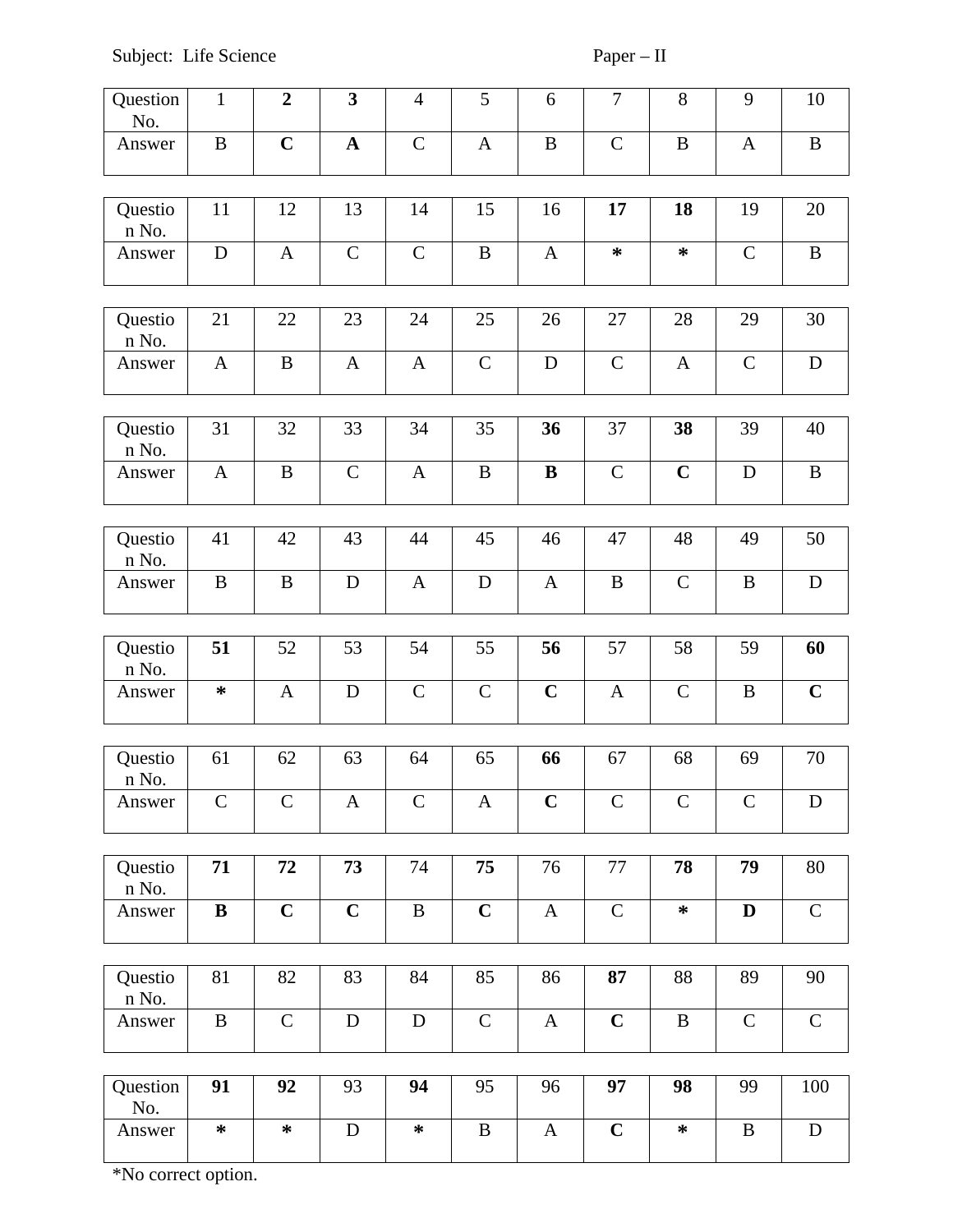Subject: Life Science Paper – II

| Question No. | 1 | **2** | **3** | 4 | 5 | 6 | 7 | 8 | 9 | 10 |
|---|---|---|---|---|---|---|---|---|---|---|
| Answer | B | **C** | **A** | C | A | B | C | B | A | B |

| Question No. | 11 | 12 | 13 | 14 | 15 | 16 | **17** | **18** | 19 | 20 |
|---|---|---|---|---|---|---|---|---|---|---|
| Answer | D | A | C | C | B | A | * | * | C | B |

| Question No. | 21 | 22 | 23 | 24 | 25 | 26 | 27 | 28 | 29 | 30 |
|---|---|---|---|---|---|---|---|---|---|---|
| Answer | A | B | A | A | C | D | C | A | C | D |

| Question No. | 31 | 32 | 33 | 34 | 35 | **36** | 37 | **38** | 39 | 40 |
|---|---|---|---|---|---|---|---|---|---|---|
| Answer | A | B | C | A | B | **B** | C | **C** | D | B |

| Question No. | 41 | 42 | 43 | 44 | 45 | 46 | 47 | 48 | 49 | 50 |
|---|---|---|---|---|---|---|---|---|---|---|
| Answer | B | B | D | A | D | A | B | C | B | D |

| Question No. | **51** | 52 | 53 | 54 | 55 | **56** | 57 | 58 | 59 | **60** |
|---|---|---|---|---|---|---|---|---|---|---|
| Answer | * | A | D | C | C | **C** | A | C | B | **C** |

| Question No. | 61 | 62 | 63 | 64 | 65 | **66** | 67 | 68 | 69 | 70 |
|---|---|---|---|---|---|---|---|---|---|---|
| Answer | C | C | A | C | A | **C** | C | C | C | D |

| Question No. | **71** | **72** | **73** | 74 | **75** | 76 | 77 | **78** | **79** | 80 |
|---|---|---|---|---|---|---|---|---|---|---|
| Answer | **B** | **C** | **C** | B | **C** | A | C | * | **D** | C |

| Question No. | 81 | 82 | 83 | 84 | 85 | 86 | **87** | 88 | 89 | 90 |
|---|---|---|---|---|---|---|---|---|---|---|
| Answer | B | C | D | D | C | A | **C** | B | C | C |

| Question No. | **91** | **92** | 93 | **94** | 95 | 96 | **97** | **98** | 99 | 100 |
|---|---|---|---|---|---|---|---|---|---|---|
| Answer | * | * | D | * | B | A | **C** | * | B | D |

*No correct option.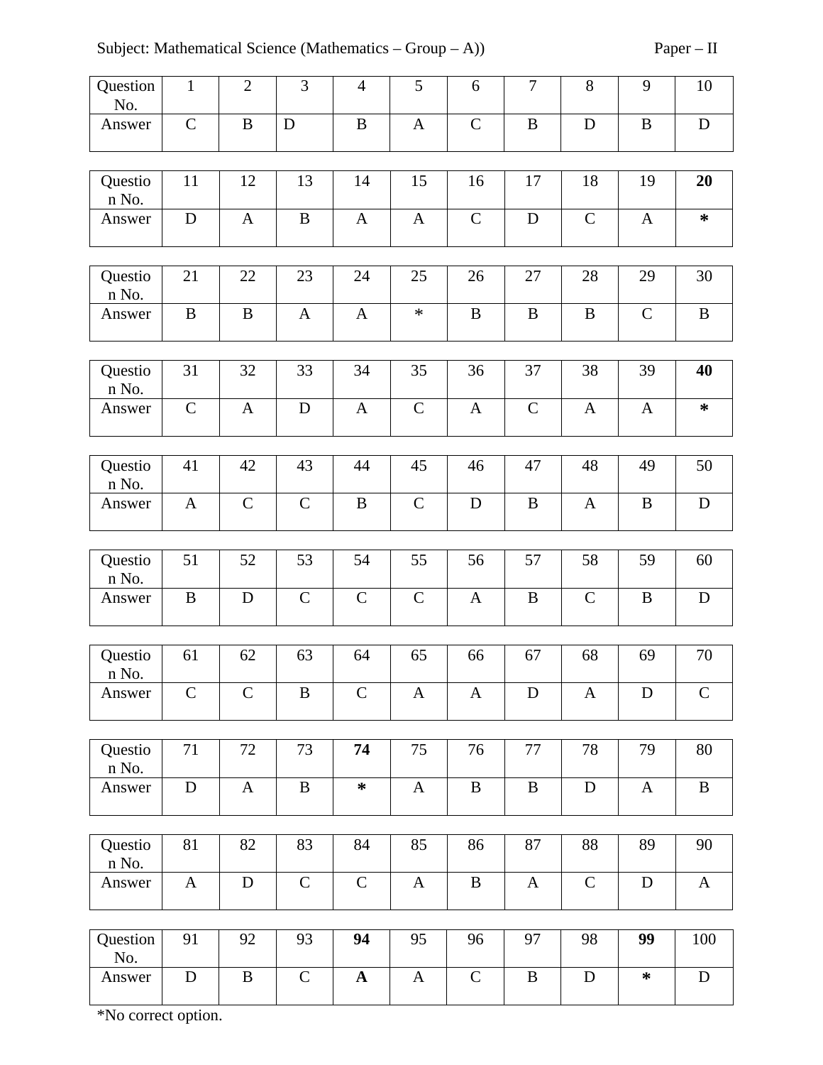Subject: Mathematical Science (Mathematics – Group – A)) Paper – II

| Question No. | 1 | 2 | 3 | 4 | 5 | 6 | 7 | 8 | 9 | 10 |
|---|---|---|---|---|---|---|---|---|---|---|
| Answer | C | B | D | B | A | C | B | D | B | D |

| Question No. | 11 | 12 | 13 | 14 | 15 | 16 | 17 | 18 | 19 | **20** |
|---|---|---|---|---|---|---|---|---|---|---|
| Answer | D | A | B | A | A | C | D | C | A | * |

| Question No. | 21 | 22 | 23 | 24 | 25 | 26 | 27 | 28 | 29 | 30 |
|---|---|---|---|---|---|---|---|---|---|---|
| Answer | B | B | A | A | * | B | B | B | C | B |

| Question No. | 31 | 32 | 33 | 34 | 35 | 36 | 37 | 38 | 39 | **40** |
|---|---|---|---|---|---|---|---|---|---|---|
| Answer | C | A | D | A | C | A | C | A | A | * |

| Question No. | 41 | 42 | 43 | 44 | 45 | 46 | 47 | 48 | 49 | 50 |
|---|---|---|---|---|---|---|---|---|---|---|
| Answer | A | C | C | B | C | D | B | A | B | D |

| Question No. | 51 | 52 | 53 | 54 | 55 | 56 | 57 | 58 | 59 | 60 |
|---|---|---|---|---|---|---|---|---|---|---|
| Answer | B | D | C | C | C | A | B | C | B | D |

| Question No. | 61 | 62 | 63 | 64 | 65 | 66 | 67 | 68 | 69 | 70 |
|---|---|---|---|---|---|---|---|---|---|---|
| Answer | C | C | B | C | A | A | D | A | D | C |

| Question No. | 71 | 72 | 73 | **74** | 75 | 76 | 77 | 78 | 79 | 80 |
|---|---|---|---|---|---|---|---|---|---|---|
| Answer | D | A | B | * | A | B | B | D | A | B |

| Question No. | 81 | 82 | 83 | 84 | 85 | 86 | 87 | 88 | 89 | 90 |
|---|---|---|---|---|---|---|---|---|---|---|
| Answer | A | D | C | C | A | B | A | C | D | A |

| Question No. | 91 | 92 | 93 | **94** | 95 | 96 | 97 | 98 | **99** | 100 |
|---|---|---|---|---|---|---|---|---|---|---|
| Answer | D | B | C | **A** | A | C | B | D | * | D |

*No correct option.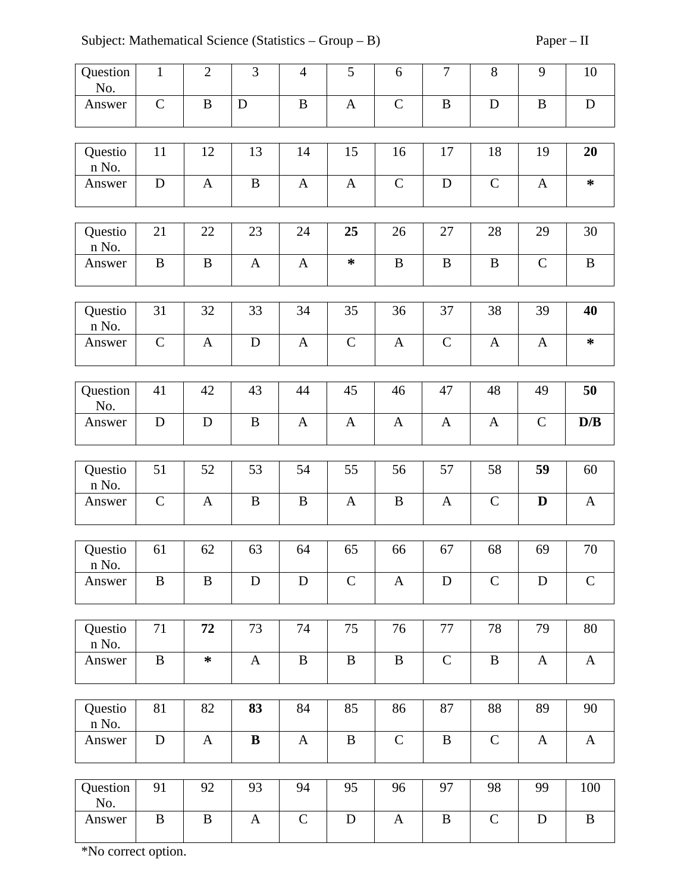Subject: Mathematical Science (Statistics – Group – B) Paper – II

| Question No. | 1 | 2 | 3 | 4 | 5 | 6 | 7 | 8 | 9 | 10 |
|---|---|---|---|---|---|---|---|---|---|---|
| Answer | C | B | D | B | A | C | B | D | B | D |

| Question No. | 11 | 12 | 13 | 14 | 15 | 16 | 17 | 18 | 19 | **20** |
|---|---|---|---|---|---|---|---|---|---|---|
| Answer | D | A | B | A | A | C | D | C | A | * |

| Question No. | 21 | 22 | 23 | 24 | **25** | 26 | 27 | 28 | 29 | 30 |
|---|---|---|---|---|---|---|---|---|---|---|
| Answer | B | B | A | A | * | B | B | B | C | B |

| Question No. | 31 | 32 | 33 | 34 | 35 | 36 | 37 | 38 | 39 | **40** |
|---|---|---|---|---|---|---|---|---|---|---|
| Answer | C | A | D | A | C | A | C | A | A | * |

| Question No. | 41 | 42 | 43 | 44 | 45 | 46 | 47 | 48 | 49 | **50** |
|---|---|---|---|---|---|---|---|---|---|---|
| Answer | D | D | B | A | A | A | A | A | C | **D/B** |

| Question No. | 51 | 52 | 53 | 54 | 55 | 56 | 57 | 58 | **59** | 60 |
|---|---|---|---|---|---|---|---|---|---|---|
| Answer | C | A | B | B | A | B | A | C | **D** | A |

| Question No. | 61 | 62 | 63 | 64 | 65 | 66 | 67 | 68 | 69 | 70 |
|---|---|---|---|---|---|---|---|---|---|---|
| Answer | B | B | D | D | C | A | D | C | D | C |

| Question No. | 71 | **72** | 73 | 74 | 75 | 76 | 77 | 78 | 79 | 80 |
|---|---|---|---|---|---|---|---|---|---|---|
| Answer | B | * | A | B | B | B | C | B | A | A |

| Question No. | 81 | 82 | **83** | 84 | 85 | 86 | 87 | 88 | 89 | 90 |
|---|---|---|---|---|---|---|---|---|---|---|
| Answer | D | A | **B** | A | B | C | B | C | A | A |

| Question No. | 91 | 92 | 93 | 94 | 95 | 96 | 97 | 98 | 99 | 100 |
|---|---|---|---|---|---|---|---|---|---|---|
| Answer | B | B | A | C | D | A | B | C | D | B |

*No correct option.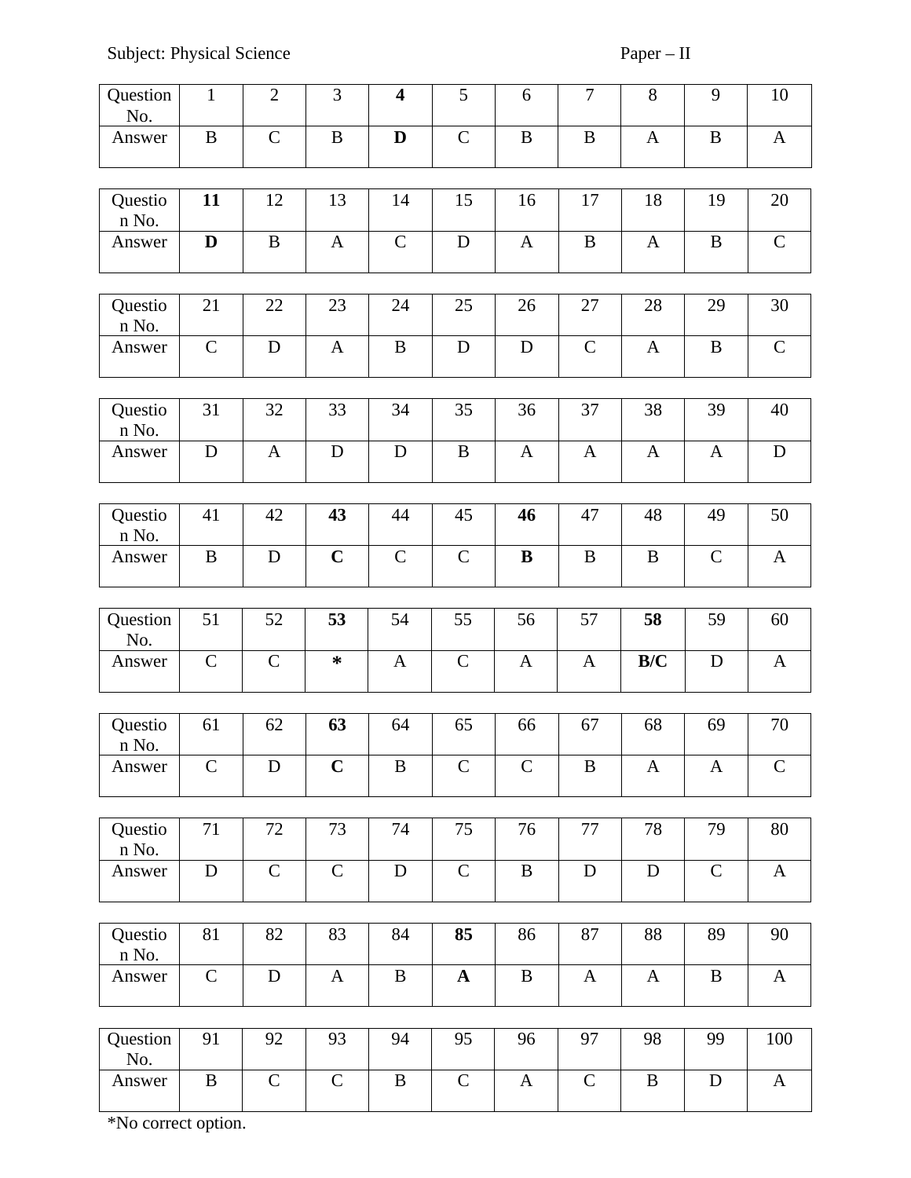Subject: Physical Science Paper – II

| Question No. | 1 | 2 | 3 | **4** | 5 | 6 | 7 | 8 | 9 | 10 |
|---|---|---|---|---|---|---|---|---|---|---|
| Answer | B | C | B | **D** | C | B | B | A | B | A |

| Question No. | **11** | 12 | 13 | 14 | 15 | 16 | 17 | 18 | 19 | 20 |
|---|---|---|---|---|---|---|---|---|---|---|
| Answer | **D** | B | A | C | D | A | B | A | B | C |

| Question No. | 21 | 22 | 23 | 24 | 25 | 26 | 27 | 28 | 29 | 30 |
|---|---|---|---|---|---|---|---|---|---|---|
| Answer | C | D | A | B | D | D | C | A | B | C |

| Question No. | 31 | 32 | 33 | 34 | 35 | 36 | 37 | 38 | 39 | 40 |
|---|---|---|---|---|---|---|---|---|---|---|
| Answer | D | A | D | D | B | A | A | A | A | D |

| Question No. | 41 | 42 | **43** | 44 | 45 | **46** | 47 | 48 | 49 | 50 |
|---|---|---|---|---|---|---|---|---|---|---|
| Answer | B | D | **C** | C | C | **B** | B | B | C | A |

| Question No. | 51 | 52 | **53** | 54 | 55 | 56 | 57 | **58** | 59 | 60 |
|---|---|---|---|---|---|---|---|---|---|---|
| Answer | C | C | ***** | A | C | A | A | **B/C** | D | A |

| Question No. | 61 | 62 | **63** | 64 | 65 | 66 | 67 | 68 | 69 | 70 |
|---|---|---|---|---|---|---|---|---|---|---|
| Answer | C | D | **C** | B | C | C | B | A | A | C |

| Question No. | 71 | 72 | 73 | 74 | 75 | 76 | 77 | 78 | 79 | 80 |
|---|---|---|---|---|---|---|---|---|---|---|
| Answer | D | C | C | D | C | B | D | D | C | A |

| Question No. | 81 | 82 | 83 | 84 | **85** | 86 | 87 | 88 | 89 | 90 |
|---|---|---|---|---|---|---|---|---|---|---|
| Answer | C | D | A | B | **A** | B | A | A | B | A |

| Question No. | 91 | 92 | 93 | 94 | 95 | 96 | 97 | 98 | 99 | 100 |
|---|---|---|---|---|---|---|---|---|---|---|
| Answer | B | C | C | B | C | A | C | B | D | A |

*No correct option.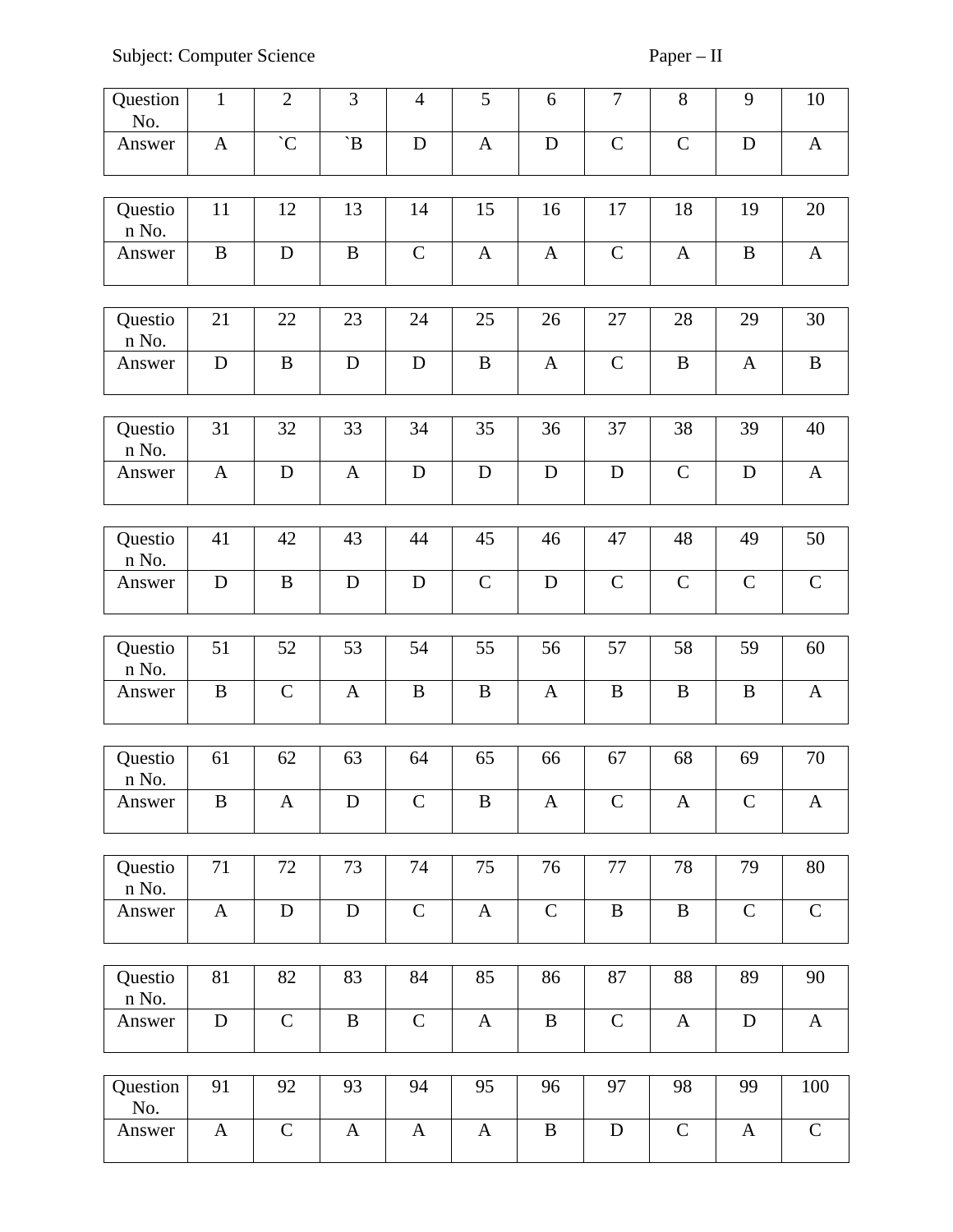Subject: Computer Science Paper – II

| Question No. | 1 | 2 | 3 | 4 | 5 | 6 | 7 | 8 | 9 | 10 |
|---|---|---|---|---|---|---|---|---|---|---|
| Answer | A | `C | `B | D | A | D | C | C | D | A |

| Question No. | 11 | 12 | 13 | 14 | 15 | 16 | 17 | 18 | 19 | 20 |
|---|---|---|---|---|---|---|---|---|---|---|
| Answer | B | D | B | C | A | A | C | A | B | A |

| Question No. | 21 | 22 | 23 | 24 | 25 | 26 | 27 | 28 | 29 | 30 |
|---|---|---|---|---|---|---|---|---|---|---|
| Answer | D | B | D | D | B | A | C | B | A | B |

| Question No. | 31 | 32 | 33 | 34 | 35 | 36 | 37 | 38 | 39 | 40 |
|---|---|---|---|---|---|---|---|---|---|---|
| Answer | A | D | A | D | D | D | D | C | D | A |

| Question No. | 41 | 42 | 43 | 44 | 45 | 46 | 47 | 48 | 49 | 50 |
|---|---|---|---|---|---|---|---|---|---|---|
| Answer | D | B | D | D | C | D | C | C | C | C |

| Question No. | 51 | 52 | 53 | 54 | 55 | 56 | 57 | 58 | 59 | 60 |
|---|---|---|---|---|---|---|---|---|---|---|
| Answer | B | C | A | B | B | A | B | B | B | A |

| Question No. | 61 | 62 | 63 | 64 | 65 | 66 | 67 | 68 | 69 | 70 |
|---|---|---|---|---|---|---|---|---|---|---|
| Answer | B | A | D | C | B | A | C | A | C | A |

| Question No. | 71 | 72 | 73 | 74 | 75 | 76 | 77 | 78 | 79 | 80 |
|---|---|---|---|---|---|---|---|---|---|---|
| Answer | A | D | D | C | A | C | B | B | C | C |

| Question No. | 81 | 82 | 83 | 84 | 85 | 86 | 87 | 88 | 89 | 90 |
|---|---|---|---|---|---|---|---|---|---|---|
| Answer | D | C | B | C | A | B | C | A | D | A |

| Question No. | 91 | 92 | 93 | 94 | 95 | 96 | 97 | 98 | 99 | 100 |
|---|---|---|---|---|---|---|---|---|---|---|
| Answer | A | C | A | A | A | B | D | C | A | C |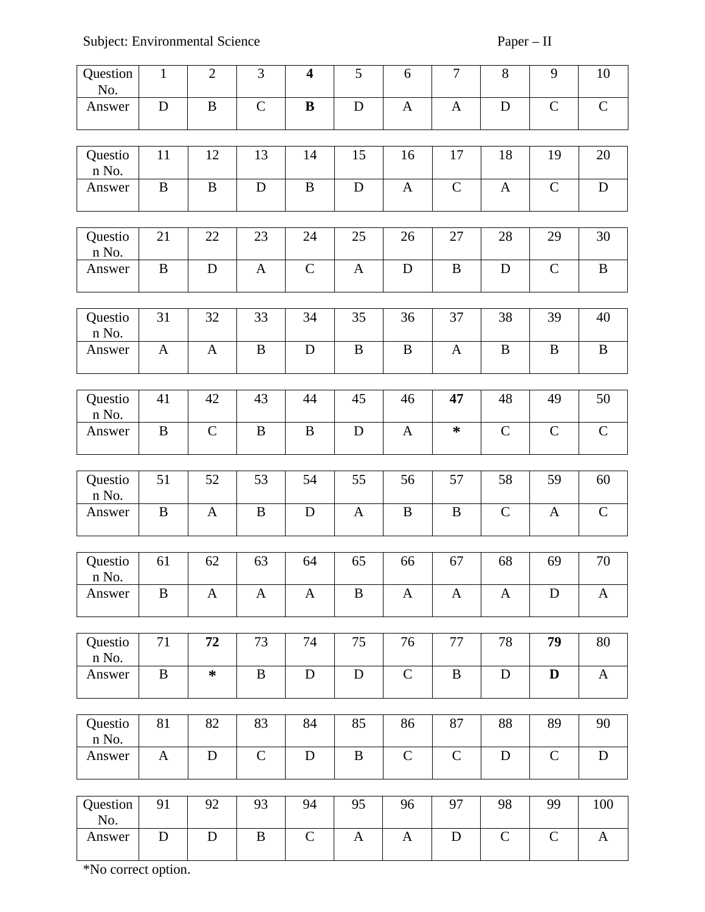Subject: Environmental Science Paper – II

| Question No. | 1 | 2 | 3 | **4** | 5 | 6 | 7 | 8 | 9 | 10 |
|---|---|---|---|---|---|---|---|---|---|---|
| Answer | D | B | C | **B** | D | A | A | D | C | C |

| Question No. | 11 | 12 | 13 | 14 | 15 | 16 | 17 | 18 | 19 | 20 |
|---|---|---|---|---|---|---|---|---|---|---|
| Answer | B | B | D | B | D | A | C | A | C | D |

| Question No. | 21 | 22 | 23 | 24 | 25 | 26 | 27 | 28 | 29 | 30 |
|---|---|---|---|---|---|---|---|---|---|---|
| Answer | B | D | A | C | A | D | B | D | C | B |

| Question No. | 31 | 32 | 33 | 34 | 35 | 36 | 37 | 38 | 39 | 40 |
|---|---|---|---|---|---|---|---|---|---|---|
| Answer | A | A | B | D | B | B | A | B | B | B |

| Question No. | 41 | 42 | 43 | 44 | 45 | 46 | **47** | 48 | 49 | 50 |
|---|---|---|---|---|---|---|---|---|---|---|
| Answer | B | C | B | B | D | A | **\*** | C | C | C |

| Question No. | 51 | 52 | 53 | 54 | 55 | 56 | 57 | 58 | 59 | 60 |
|---|---|---|---|---|---|---|---|---|---|---|
| Answer | B | A | B | D | A | B | B | C | A | C |

| Question No. | 61 | 62 | 63 | 64 | 65 | 66 | 67 | 68 | 69 | 70 |
|---|---|---|---|---|---|---|---|---|---|---|
| Answer | B | A | A | A | B | A | A | A | D | A |

| Question No. | 71 | **72** | 73 | 74 | 75 | 76 | 77 | 78 | **79** | 80 |
|---|---|---|---|---|---|---|---|---|---|---|
| Answer | B | **\*** | B | D | D | C | B | D | **D** | A |

| Question No. | 81 | 82 | 83 | 84 | 85 | 86 | 87 | 88 | 89 | 90 |
|---|---|---|---|---|---|---|---|---|---|---|
| Answer | A | D | C | D | B | C | C | D | C | D |

| Question No. | 91 | 92 | 93 | 94 | 95 | 96 | 97 | 98 | 99 | 100 |
|---|---|---|---|---|---|---|---|---|---|---|
| Answer | D | D | B | C | A | A | D | C | C | A |

*No correct option.